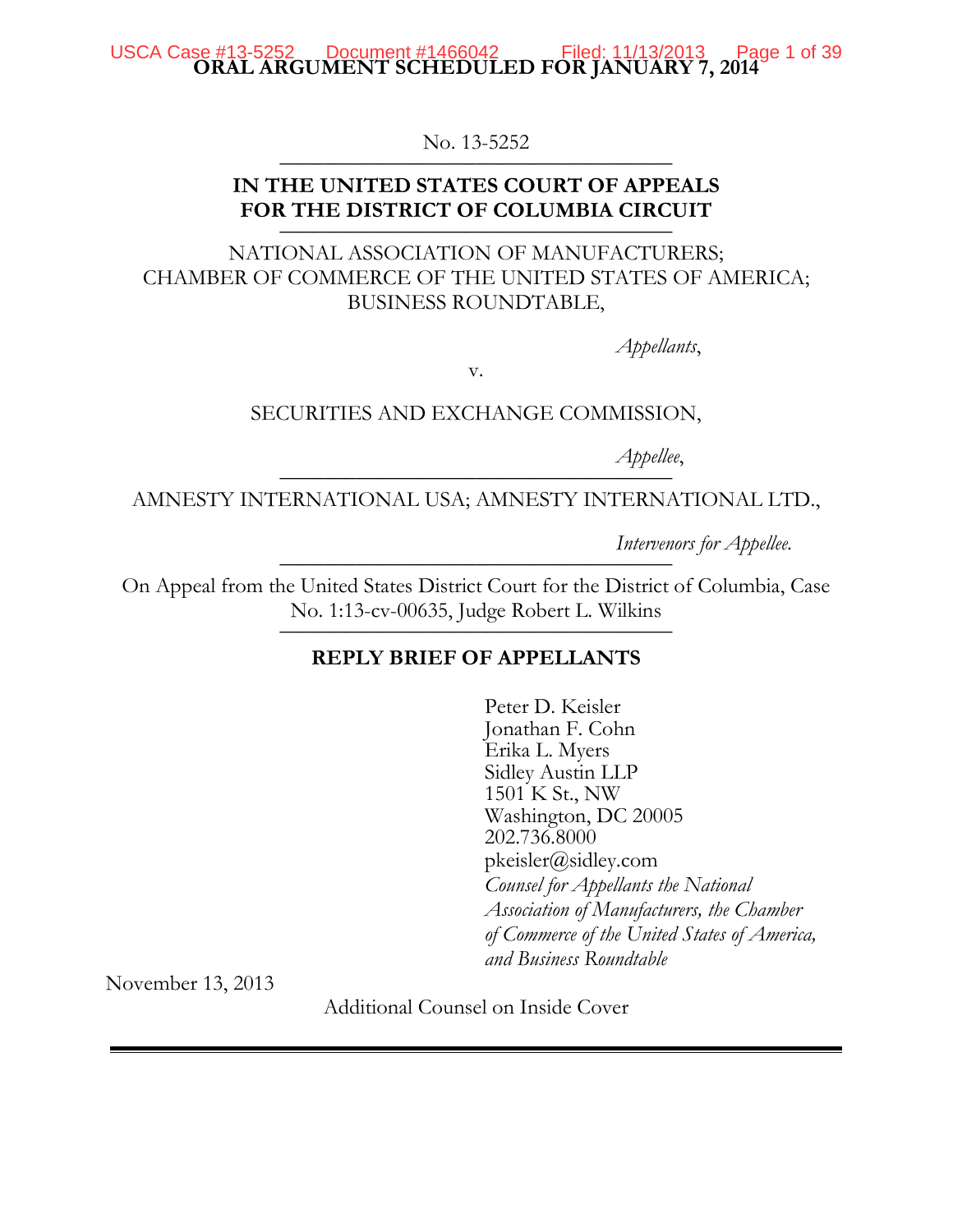**ORAL ARGUMENT SCHEDULED FOR JANUARY 7, 2014**

No. 13-5252

---

**IN THE UNITED STATES COURT OF APPEALS**
**FOR THE DISTRICT OF COLUMBIA CIRCUIT**

---

NATIONAL ASSOCIATION OF MANUFACTURERS;
CHAMBER OF COMMERCE OF THE UNITED STATES OF AMERICA;
BUSINESS ROUNDTABLE,

*Appellants*,

v.

SECURITIES AND EXCHANGE COMMISSION,

*Appellee*,

---

AMNESTY INTERNATIONAL USA; AMNESTY INTERNATIONAL LTD.,

*Intervenors for Appellee.*

---

On Appeal from the United States District Court for the District of Columbia, Case No. 1:13-cv-00635, Judge Robert L. Wilkins

---

**REPLY BRIEF OF APPELLANTS**

Peter D. Keisler
Jonathan F. Cohn
Erika L. Myers
Sidley Austin LLP
1501 K St., NW
Washington, DC 20005
202.736.8000
pkeisler@sidley.com
*Counsel for Appellants the National Association of Manufacturers, the Chamber of Commerce of the United States of America, and Business Roundtable*

November 13, 2013

Additional Counsel on Inside Cover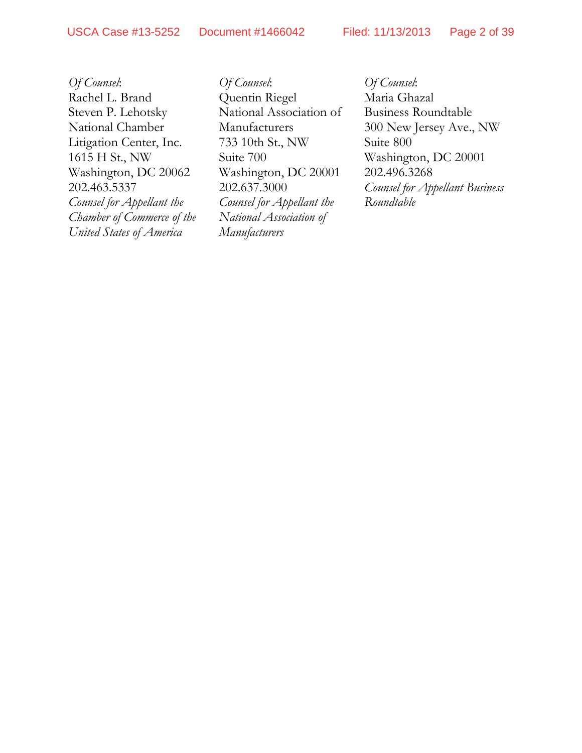*Of Counsel*:
Rachel L. Brand
Steven P. Lehotsky
National Chamber
Litigation Center, Inc.
1615 H St., NW
Washington, DC 20062
202.463.5337
*Counsel for Appellant the Chamber of Commerce of the United States of America*

*Of Counsel*:
Quentin Riegel
National Association of Manufacturers
733 10th St., NW
Suite 700
Washington, DC 20001
202.637.3000
*Counsel for Appellant the National Association of Manufacturers*

*Of Counsel*:
Maria Ghazal
Business Roundtable
300 New Jersey Ave., NW
Suite 800
Washington, DC 20001
202.496.3268
*Counsel for Appellant Business Roundtable*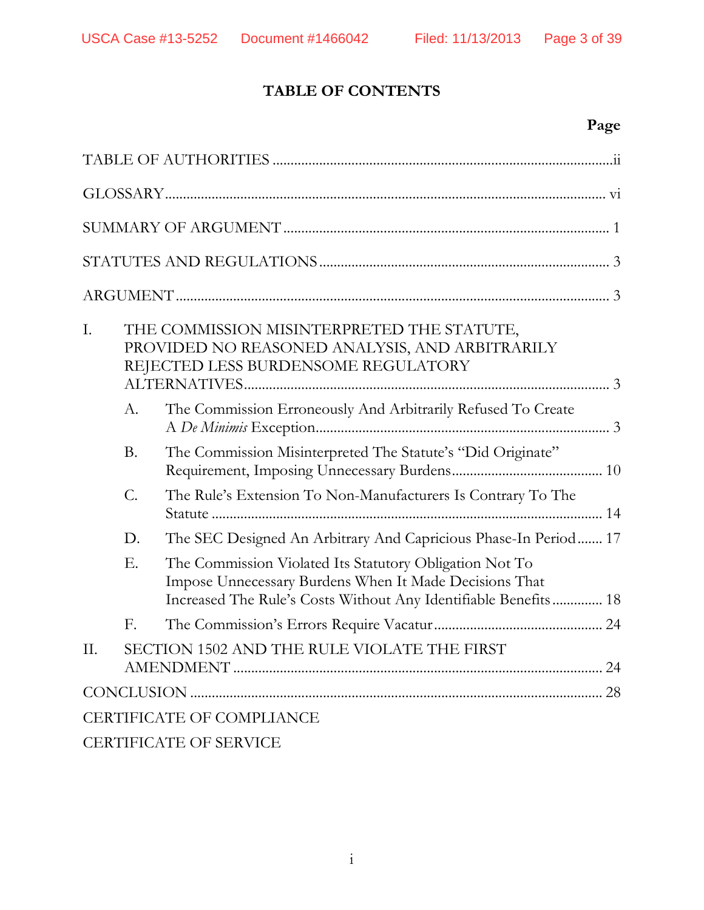# TABLE OF CONTENTS

| | Page |
|---|---|
| TABLE OF AUTHORITIES | ii |
| GLOSSARY | vi |
| SUMMARY OF ARGUMENT | 1 |
| STATUTES AND REGULATIONS | 3 |
| ARGUMENT | 3 |
| I. THE COMMISSION MISINTERPRETED THE STATUTE, PROVIDED NO REASONED ANALYSIS, AND ARBITRARILY REJECTED LESS BURDENSOME REGULATORY ALTERNATIVES | 3 |
| A. The Commission Erroneously And Arbitrarily Refused To Create A *De Minimis* Exception | 3 |
| B. The Commission Misinterpreted The Statute's "Did Originate" Requirement, Imposing Unnecessary Burdens | 10 |
| C. The Rule's Extension To Non-Manufacturers Is Contrary To The Statute | 14 |
| D. The SEC Designed An Arbitrary And Capricious Phase-In Period | 17 |
| E. The Commission Violated Its Statutory Obligation Not To Impose Unnecessary Burdens When It Made Decisions That Increased The Rule's Costs Without Any Identifiable Benefits | 18 |
| F. The Commission's Errors Require Vacatur | 24 |
| II. SECTION 1502 AND THE RULE VIOLATE THE FIRST AMENDMENT | 24 |
| CONCLUSION | 28 |
| CERTIFICATE OF COMPLIANCE | |
| CERTIFICATE OF SERVICE | |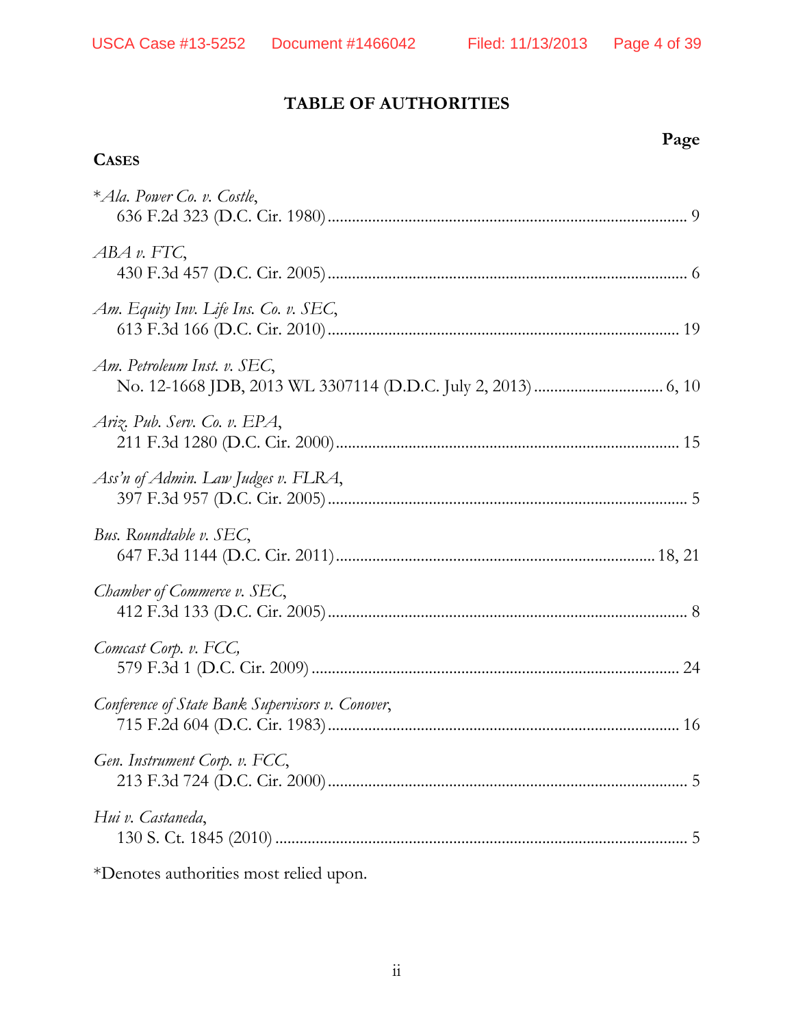## TABLE OF AUTHORITIES

**Page**

**CASES**

**Ala. Power Co. v. Costle*, 636 F.2d 323 (D.C. Cir. 1980) ........................................ 9

*ABA v. FTC*, 430 F.3d 457 (D.C. Cir. 2005) ........................................ 6

*Am. Equity Inv. Life Ins. Co. v. SEC*, 613 F.3d 166 (D.C. Cir. 2010) ........................................ 19

*Am. Petroleum Inst. v. SEC*, No. 12-1668 JDB, 2013 WL 3307114 (D.D.C. July 2, 2013) ........................................ 6, 10

*Ariz. Pub. Serv. Co. v. EPA*, 211 F.3d 1280 (D.C. Cir. 2000) ........................................ 15

*Ass'n of Admin. Law Judges v. FLRA*, 397 F.3d 957 (D.C. Cir. 2005) ........................................ 5

*Bus. Roundtable v. SEC*, 647 F.3d 1144 (D.C. Cir. 2011) ........................................ 18, 21

*Chamber of Commerce v. SEC*, 412 F.3d 133 (D.C. Cir. 2005) ........................................ 8

*Comcast Corp. v. FCC,* 579 F.3d 1 (D.C. Cir. 2009) ........................................ 24

*Conference of State Bank Supervisors v. Conover*, 715 F.2d 604 (D.C. Cir. 1983) ........................................ 16

*Gen. Instrument Corp. v. FCC*, 213 F.3d 724 (D.C. Cir. 2000) ........................................ 5

*Hui v. Castaneda*, 130 S. Ct. 1845 (2010) ........................................ 5

*Denotes authorities most relied upon.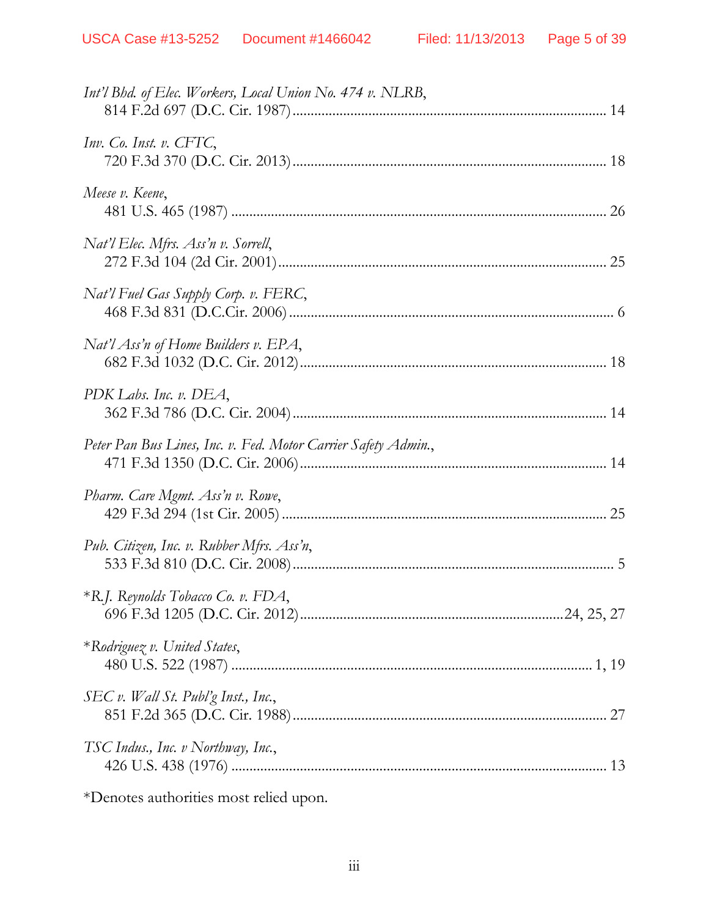*Int'l Bhd. of Elec. Workers, Local Union No. 474 v. NLRB*,
814 F.2d 697 (D.C. Cir. 1987) .................................................................................... 14

*Inv. Co. Inst. v. CFTC*,
720 F.3d 370 (D.C. Cir. 2013) .................................................................................... 18

*Meese v. Keene*,
481 U.S. 465 (1987) ..................................................................................................... 26

*Nat'l Elec. Mfrs. Ass'n v. Sorrell*,
272 F.3d 104 (2d Cir. 2001) ........................................................................................ 25

*Nat'l Fuel Gas Supply Corp. v. FERC*,
468 F.3d 831 (D.C.Cir. 2006) ........................................................................................ 6

*Nat'l Ass'n of Home Builders v. EPA*,
682 F.3d 1032 (D.C. Cir. 2012) .................................................................................. 18

*PDK Labs. Inc. v. DEA*,
362 F.3d 786 (D.C. Cir. 2004) .................................................................................... 14

*Peter Pan Bus Lines, Inc. v. Fed. Motor Carrier Safety Admin.*,
471 F.3d 1350 (D.C. Cir. 2006) .................................................................................. 14

*Pharm. Care Mgmt. Ass'n v. Rowe*,
429 F.3d 294 (1st Cir. 2005) ....................................................................................... 25

*Pub. Citizen, Inc. v. Rubber Mfrs. Ass'n*,
533 F.3d 810 (D.C. Cir. 2008) ...................................................................................... 5

\**R.J. Reynolds Tobacco Co. v. FDA*,
696 F.3d 1205 (D.C. Cir. 2012) ...................................................................... 24, 25, 27

\**Rodriguez v. United States*,
480 U.S. 522 (1987) ................................................................................................. 1, 19

*SEC v. Wall St. Publ'g Inst., Inc.*,
851 F.2d 365 (D.C. Cir. 1988) .................................................................................... 27

*TSC Indus., Inc. v Northway, Inc.*,
426 U.S. 438 (1976) ..................................................................................................... 13

*Denotes authorities most relied upon.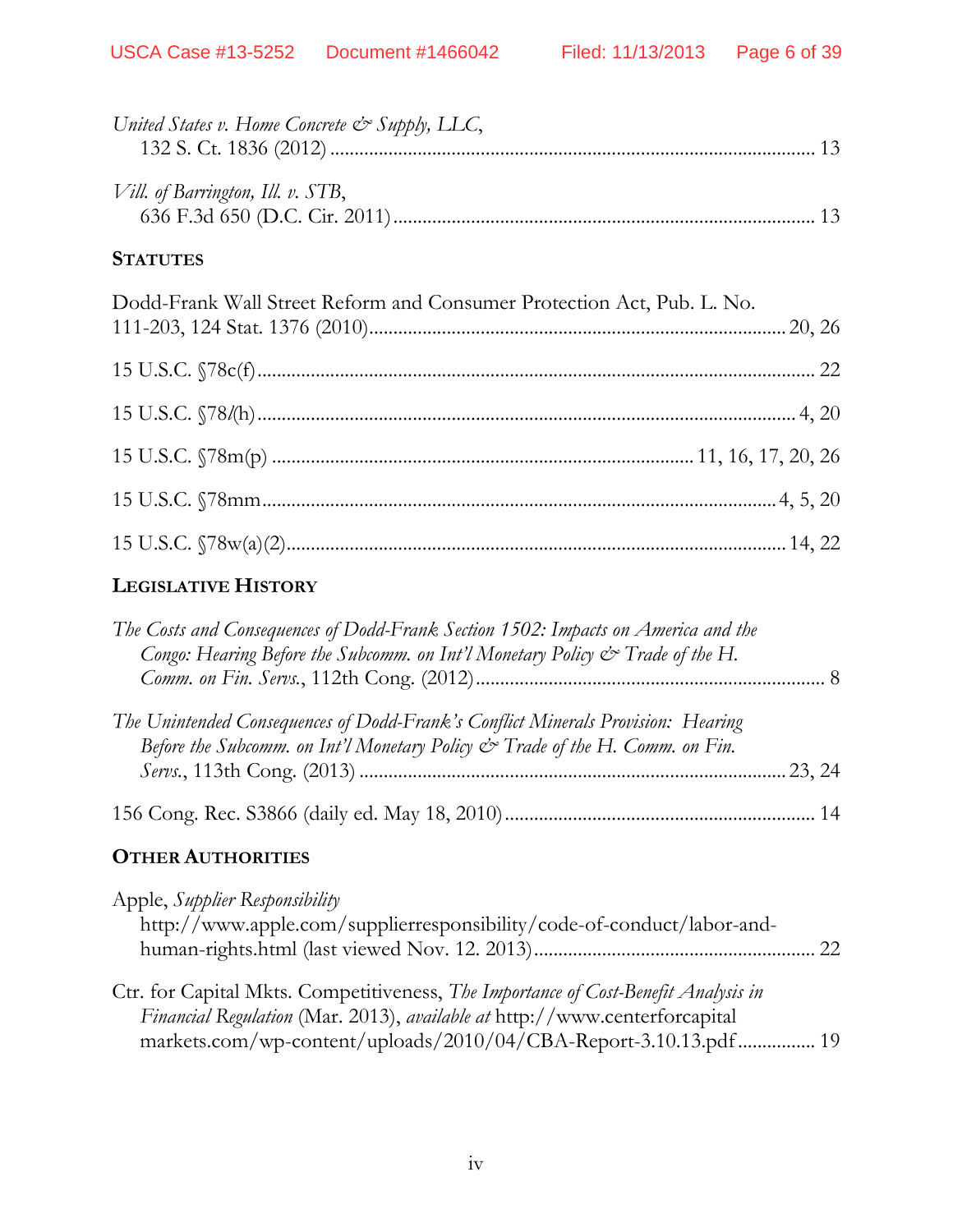*United States v. Home Concrete & Supply, LLC*,
132 S. Ct. 1836 (2012) .................................................................................................. 13

*Vill. of Barrington, Ill. v. STB*,
636 F.3d 650 (D.C. Cir. 2011) ..................................................................................... 13

**STATUTES**

Dodd-Frank Wall Street Reform and Consumer Protection Act, Pub. L. No. 111-203, 124 Stat. 1376 (2010)........................................................................... 20, 26

15 U.S.C. §78c(f) ................................................................................................................. 22

15 U.S.C. §78*l*(h) ............................................................................................................. 4, 20

15 U.S.C. §78m(p) ................................................................................... 11, 16, 17, 20, 26

15 U.S.C. §78mm ........................................................................................................ 4, 5, 20

15 U.S.C. §78w(a)(2) ..................................................................................................... 14, 22

**LEGISLATIVE HISTORY**

*The Costs and Consequences of Dodd-Frank Section 1502: Impacts on America and the Congo: Hearing Before the Subcomm. on Int'l Monetary Policy & Trade of the H. Comm. on Fin. Servs.*, 112th Cong. (2012) ...................................................................... 8

*The Unintended Consequences of Dodd-Frank's Conflict Minerals Provision: Hearing Before the Subcomm. on Int'l Monetary Policy & Trade of the H. Comm. on Fin. Servs.*, 113th Cong. (2013) ..................................................................................... 23, 24

156 Cong. Rec. S3866 (daily ed. May 18, 2010) .............................................................. 14

**OTHER AUTHORITIES**

Apple, *Supplier Responsibility*
http://www.apple.com/supplierresponsibility/code-of-conduct/labor-and-human-rights.html (last viewed Nov. 12. 2013) ......................................................... 22

Ctr. for Capital Mkts. Competitiveness, *The Importance of Cost-Benefit Analysis in Financial Regulation* (Mar. 2013), *available at* http://www.centerforcapitalmarkets.com/wp-content/uploads/2010/04/CBA-Report-3.10.13.pdf ................ 19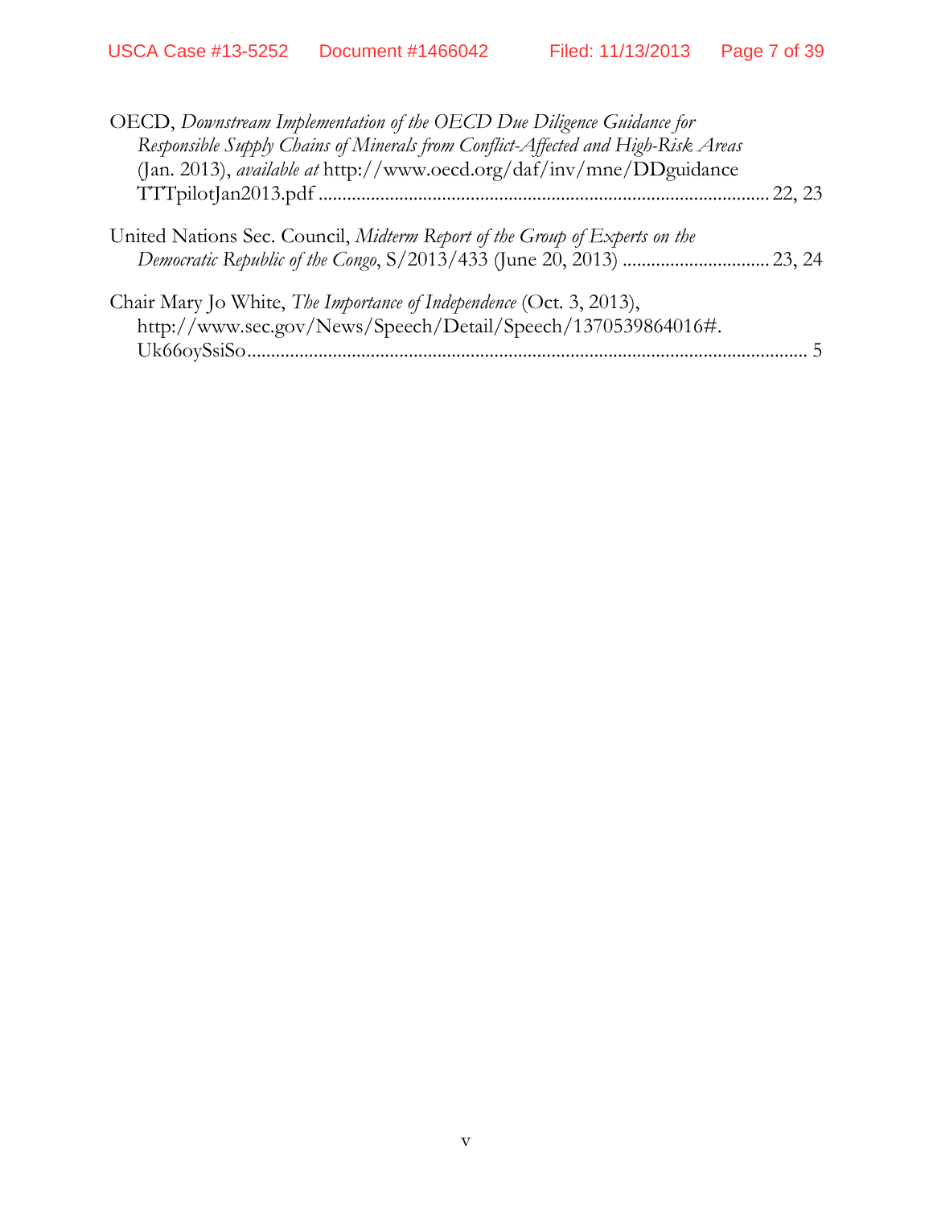OECD, *Downstream Implementation of the OECD Due Diligence Guidance for Responsible Supply Chains of Minerals from Conflict-Affected and High-Risk Areas* (Jan. 2013), *available at* http://www.oecd.org/daf/inv/mne/DDguidance TTTpilotJan2013.pdf ............................................................................................ 22, 23

United Nations Sec. Council, *Midterm Report of the Group of Experts on the Democratic Republic of the Congo*, S/2013/433 (June 20, 2013) .............................. 23, 24

Chair Mary Jo White, *The Importance of Independence* (Oct. 3, 2013), http://www.sec.gov/News/Speech/Detail/Speech/1370539864016#. Uk66oySsiSo..................................................................................................................... 5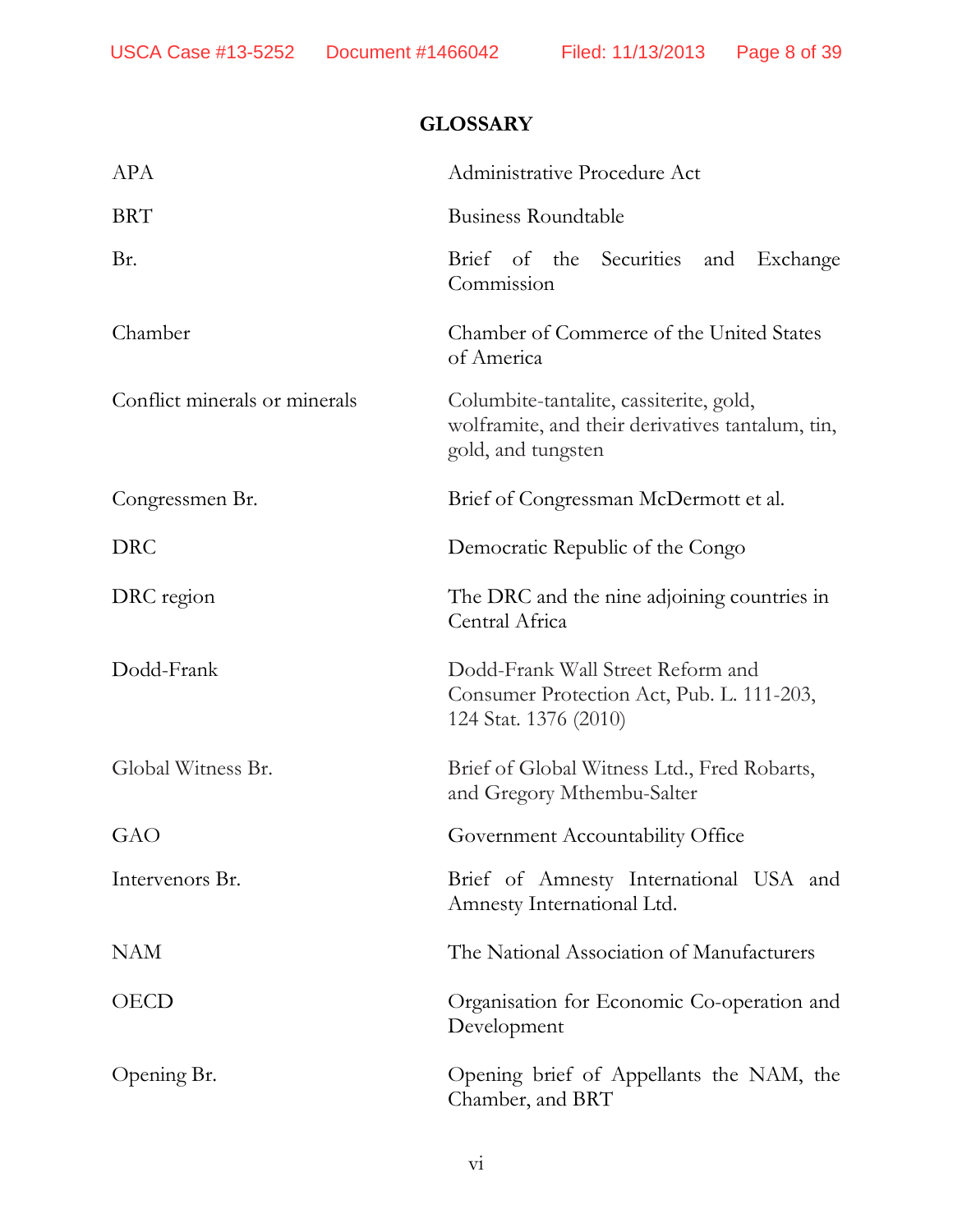## GLOSSARY

| | |
|---|---|
| APA | Administrative Procedure Act |
| BRT | Business Roundtable |
| Br. | Brief of the Securities and Exchange Commission |
| Chamber | Chamber of Commerce of the United States of America |
| Conflict minerals or minerals | Columbite-tantalite, cassiterite, gold, wolframite, and their derivatives tantalum, tin, gold, and tungsten |
| Congressmen Br. | Brief of Congressman McDermott et al. |
| DRC | Democratic Republic of the Congo |
| DRC region | The DRC and the nine adjoining countries in Central Africa |
| Dodd-Frank | Dodd-Frank Wall Street Reform and Consumer Protection Act, Pub. L. 111-203, 124 Stat. 1376 (2010) |
| Global Witness Br. | Brief of Global Witness Ltd., Fred Robarts, and Gregory Mthembu-Salter |
| GAO | Government Accountability Office |
| Intervenors Br. | Brief of Amnesty International USA and Amnesty International Ltd. |
| NAM | The National Association of Manufacturers |
| OECD | Organisation for Economic Co-operation and Development |
| Opening Br. | Opening brief of Appellants the NAM, the Chamber, and BRT |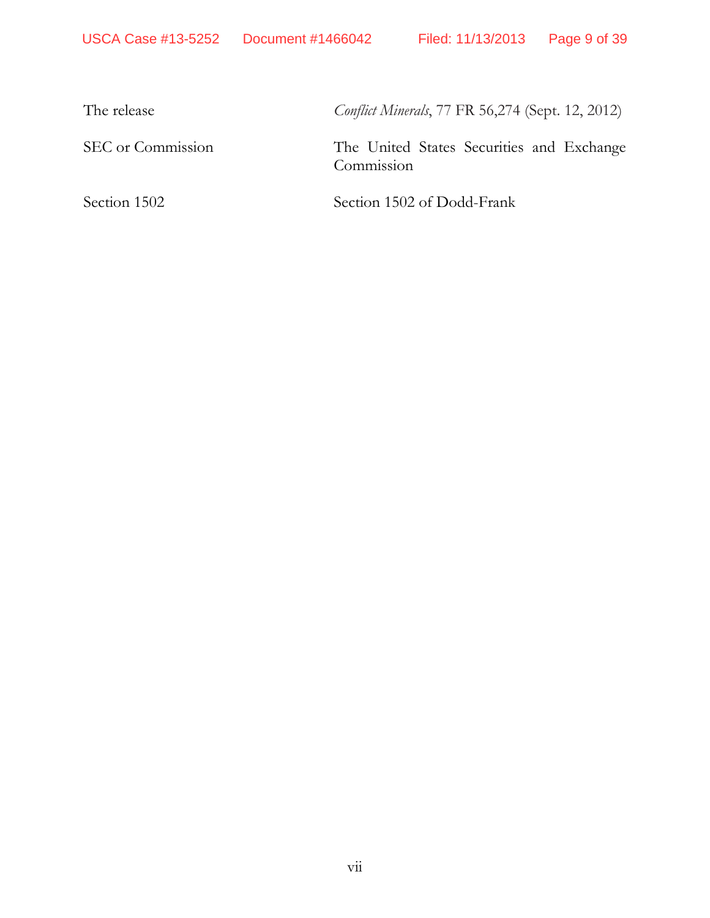| | |
|---|---|
| The release | *Conflict Minerals*, 77 FR 56,274 (Sept. 12, 2012) |
| SEC or Commission | The United States Securities and Exchange Commission |
| Section 1502 | Section 1502 of Dodd-Frank |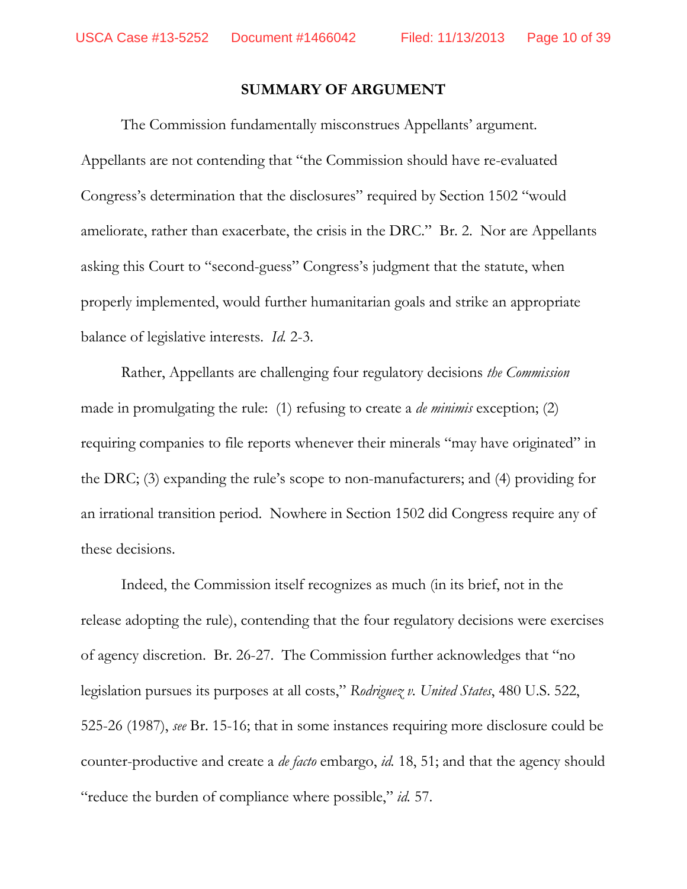## SUMMARY OF ARGUMENT

The Commission fundamentally misconstrues Appellants' argument. Appellants are not contending that "the Commission should have re-evaluated Congress's determination that the disclosures" required by Section 1502 "would ameliorate, rather than exacerbate, the crisis in the DRC." Br. 2. Nor are Appellants asking this Court to "second-guess" Congress's judgment that the statute, when properly implemented, would further humanitarian goals and strike an appropriate balance of legislative interests. *Id.* 2-3.

Rather, Appellants are challenging four regulatory decisions *the Commission* made in promulgating the rule: (1) refusing to create a *de minimis* exception; (2) requiring companies to file reports whenever their minerals "may have originated" in the DRC; (3) expanding the rule's scope to non-manufacturers; and (4) providing for an irrational transition period. Nowhere in Section 1502 did Congress require any of these decisions.

Indeed, the Commission itself recognizes as much (in its brief, not in the release adopting the rule), contending that the four regulatory decisions were exercises of agency discretion. Br. 26-27. The Commission further acknowledges that "no legislation pursues its purposes at all costs," *Rodriguez v. United States*, 480 U.S. 522, 525-26 (1987), *see* Br. 15-16; that in some instances requiring more disclosure could be counter-productive and create a *de facto* embargo, *id.* 18, 51; and that the agency should "reduce the burden of compliance where possible," *id.* 57.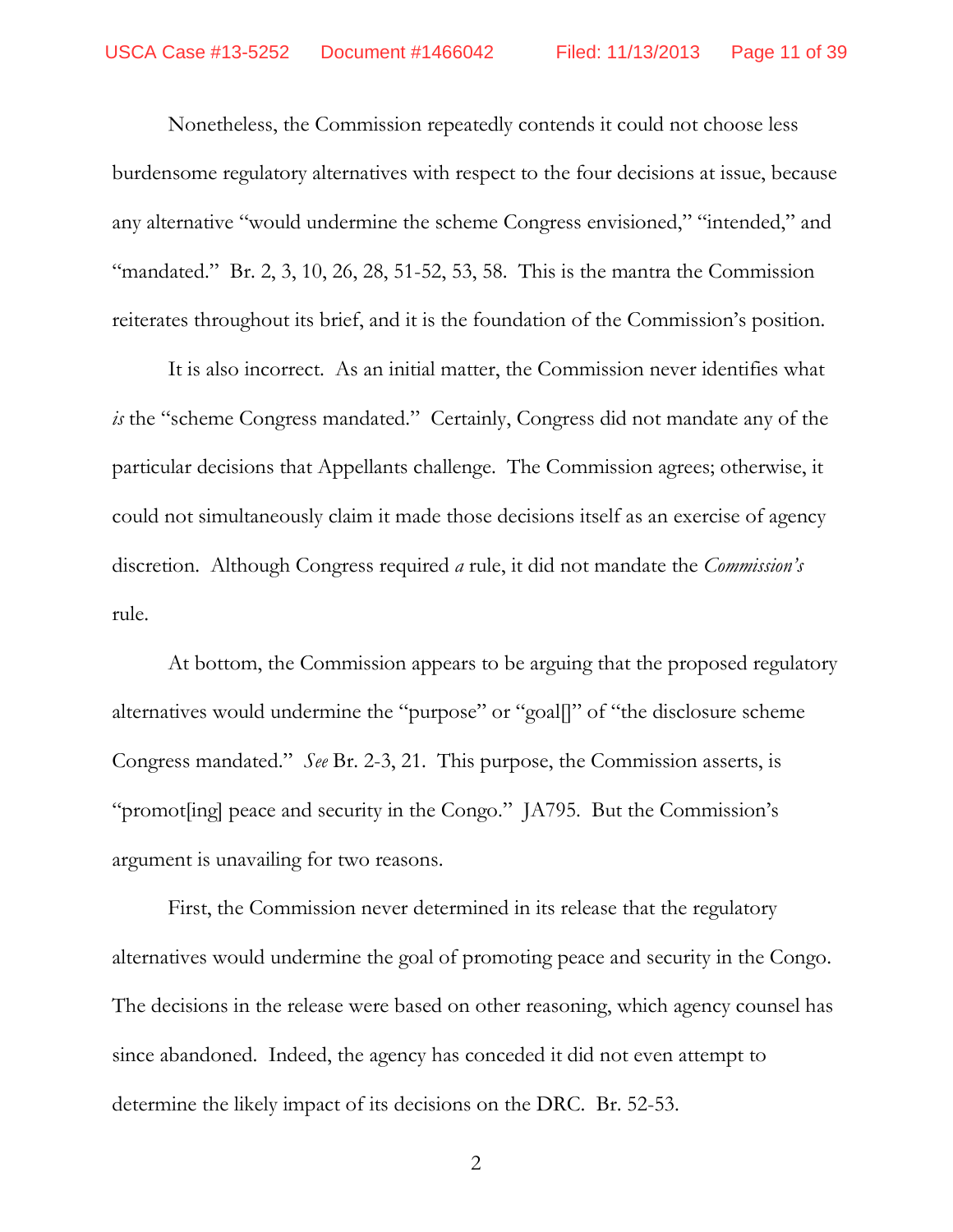Nonetheless, the Commission repeatedly contends it could not choose less burdensome regulatory alternatives with respect to the four decisions at issue, because any alternative "would undermine the scheme Congress envisioned," "intended," and "mandated." Br. 2, 3, 10, 26, 28, 51-52, 53, 58. This is the mantra the Commission reiterates throughout its brief, and it is the foundation of the Commission's position.

It is also incorrect. As an initial matter, the Commission never identifies what *is* the "scheme Congress mandated." Certainly, Congress did not mandate any of the particular decisions that Appellants challenge. The Commission agrees; otherwise, it could not simultaneously claim it made those decisions itself as an exercise of agency discretion. Although Congress required *a* rule, it did not mandate the *Commission's* rule.

At bottom, the Commission appears to be arguing that the proposed regulatory alternatives would undermine the "purpose" or "goal[]" of "the disclosure scheme Congress mandated." *See* Br. 2-3, 21. This purpose, the Commission asserts, is "promot[ing] peace and security in the Congo." JA795. But the Commission's argument is unavailing for two reasons.

First, the Commission never determined in its release that the regulatory alternatives would undermine the goal of promoting peace and security in the Congo. The decisions in the release were based on other reasoning, which agency counsel has since abandoned. Indeed, the agency has conceded it did not even attempt to determine the likely impact of its decisions on the DRC. Br. 52-53.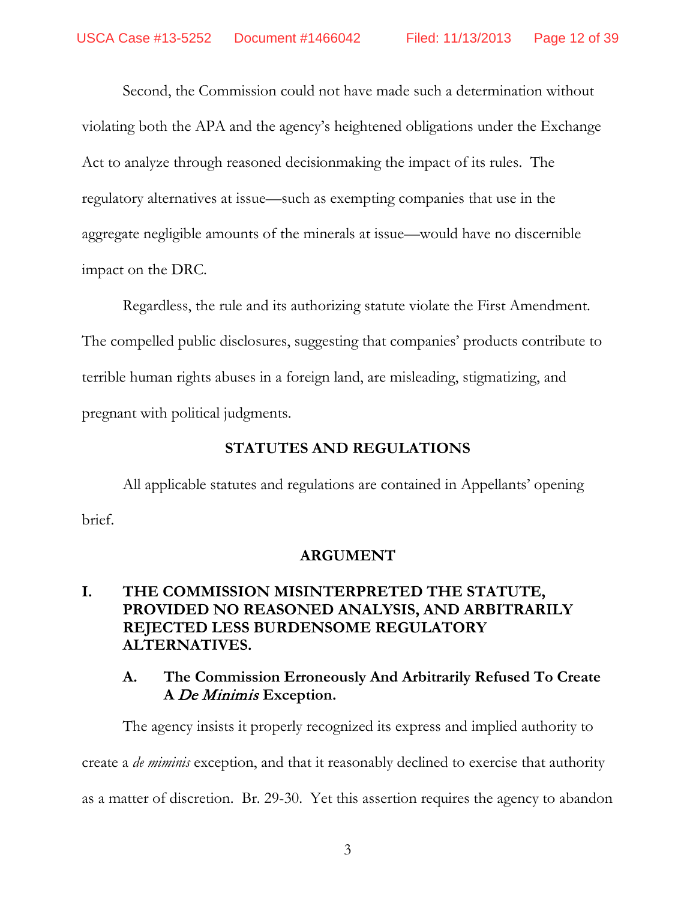Second, the Commission could not have made such a determination without violating both the APA and the agency's heightened obligations under the Exchange Act to analyze through reasoned decisionmaking the impact of its rules. The regulatory alternatives at issue—such as exempting companies that use in the aggregate negligible amounts of the minerals at issue—would have no discernible impact on the DRC.

Regardless, the rule and its authorizing statute violate the First Amendment. The compelled public disclosures, suggesting that companies' products contribute to terrible human rights abuses in a foreign land, are misleading, stigmatizing, and pregnant with political judgments.

## STATUTES AND REGULATIONS

All applicable statutes and regulations are contained in Appellants' opening brief.

## ARGUMENT

### I. THE COMMISSION MISINTERPRETED THE STATUTE, PROVIDED NO REASONED ANALYSIS, AND ARBITRARILY REJECTED LESS BURDENSOME REGULATORY ALTERNATIVES.

#### A. The Commission Erroneously And Arbitrarily Refused To Create A *De Minimis* Exception.

The agency insists it properly recognized its express and implied authority to create a *de miminis* exception, and that it reasonably declined to exercise that authority as a matter of discretion. Br. 29-30. Yet this assertion requires the agency to abandon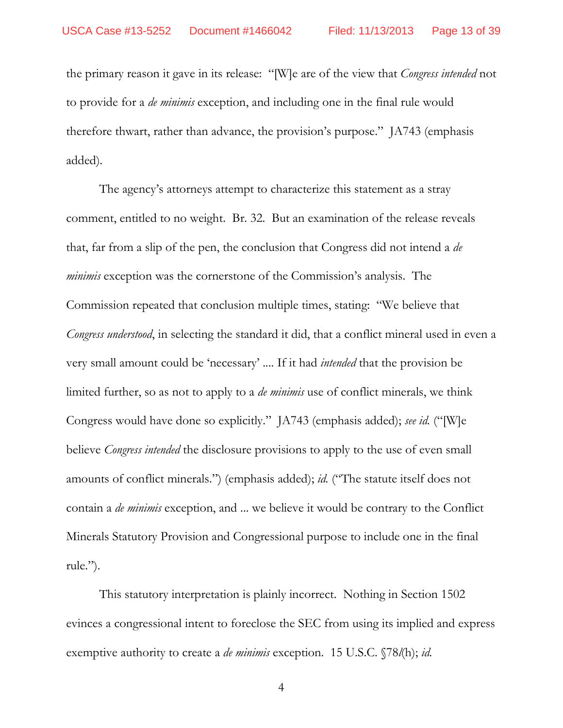the primary reason it gave in its release: "[W]e are of the view that *Congress intended* not to provide for a *de minimis* exception, and including one in the final rule would therefore thwart, rather than advance, the provision's purpose." JA743 (emphasis added).

The agency's attorneys attempt to characterize this statement as a stray comment, entitled to no weight. Br. 32. But an examination of the release reveals that, far from a slip of the pen, the conclusion that Congress did not intend a *de minimis* exception was the cornerstone of the Commission's analysis. The Commission repeated that conclusion multiple times, stating: "We believe that *Congress understood*, in selecting the standard it did, that a conflict mineral used in even a very small amount could be 'necessary' .... If it had *intended* that the provision be limited further, so as not to apply to a *de minimis* use of conflict minerals, we think Congress would have done so explicitly." JA743 (emphasis added); *see id.* ("[W]e believe *Congress intended* the disclosure provisions to apply to the use of even small amounts of conflict minerals.") (emphasis added); *id.* ("The statute itself does not contain a *de minimis* exception, and ... we believe it would be contrary to the Conflict Minerals Statutory Provision and Congressional purpose to include one in the final rule.").

This statutory interpretation is plainly incorrect. Nothing in Section 1502 evinces a congressional intent to foreclose the SEC from using its implied and express exemptive authority to create a *de minimis* exception. 15 U.S.C. §78*l*(h); *id.*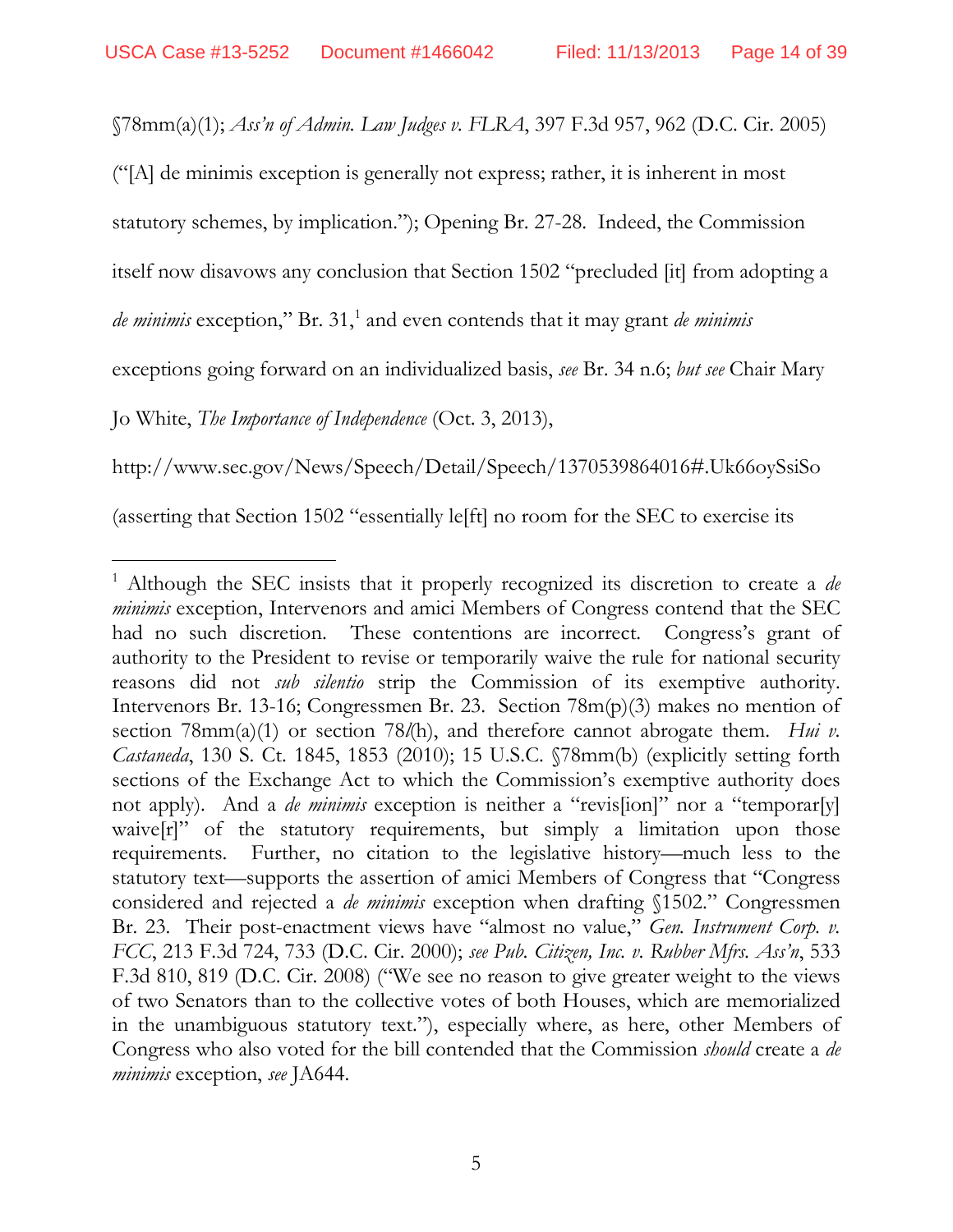§78mm(a)(1); *Ass'n of Admin. Law Judges v. FLRA*, 397 F.3d 957, 962 (D.C. Cir. 2005) ("[A] de minimis exception is generally not express; rather, it is inherent in most statutory schemes, by implication."); Opening Br. 27-28. Indeed, the Commission itself now disavows any conclusion that Section 1502 "precluded [it] from adopting a *de minimis* exception," Br. 31,[1] and even contends that it may grant *de minimis* exceptions going forward on an individualized basis, *see* Br. 34 n.6; *but see* Chair Mary Jo White, *The Importance of Independence* (Oct. 3, 2013), http://www.sec.gov/News/Speech/Detail/Speech/1370539864016#.Uk66oySsiSo (asserting that Section 1502 "essentially le[ft] no room for the SEC to exercise its

---

[1] Although the SEC insists that it properly recognized its discretion to create a *de minimis* exception, Intervenors and amici Members of Congress contend that the SEC had no such discretion. These contentions are incorrect. Congress's grant of authority to the President to revise or temporarily waive the rule for national security reasons did not *sub silentio* strip the Commission of its exemptive authority. Intervenors Br. 13-16; Congressmen Br. 23. Section 78m(p)(3) makes no mention of section 78mm(a)(1) or section 78*l*(h), and therefore cannot abrogate them. *Hui v. Castaneda*, 130 S. Ct. 1845, 1853 (2010); 15 U.S.C. §78mm(b) (explicitly setting forth sections of the Exchange Act to which the Commission's exemptive authority does not apply). And a *de minimis* exception is neither a "revis[ion]" nor a "temporar[y] waive[r]" of the statutory requirements, but simply a limitation upon those requirements. Further, no citation to the legislative history—much less to the statutory text—supports the assertion of amici Members of Congress that "Congress considered and rejected a *de minimis* exception when drafting §1502." Congressmen Br. 23. Their post-enactment views have "almost no value," *Gen. Instrument Corp. v. FCC*, 213 F.3d 724, 733 (D.C. Cir. 2000); *see Pub. Citizen, Inc. v. Rubber Mfrs. Ass'n*, 533 F.3d 810, 819 (D.C. Cir. 2008) ("We see no reason to give greater weight to the views of two Senators than to the collective votes of both Houses, which are memorialized in the unambiguous statutory text."), especially where, as here, other Members of Congress who also voted for the bill contended that the Commission *should* create a *de minimis* exception, *see* JA644.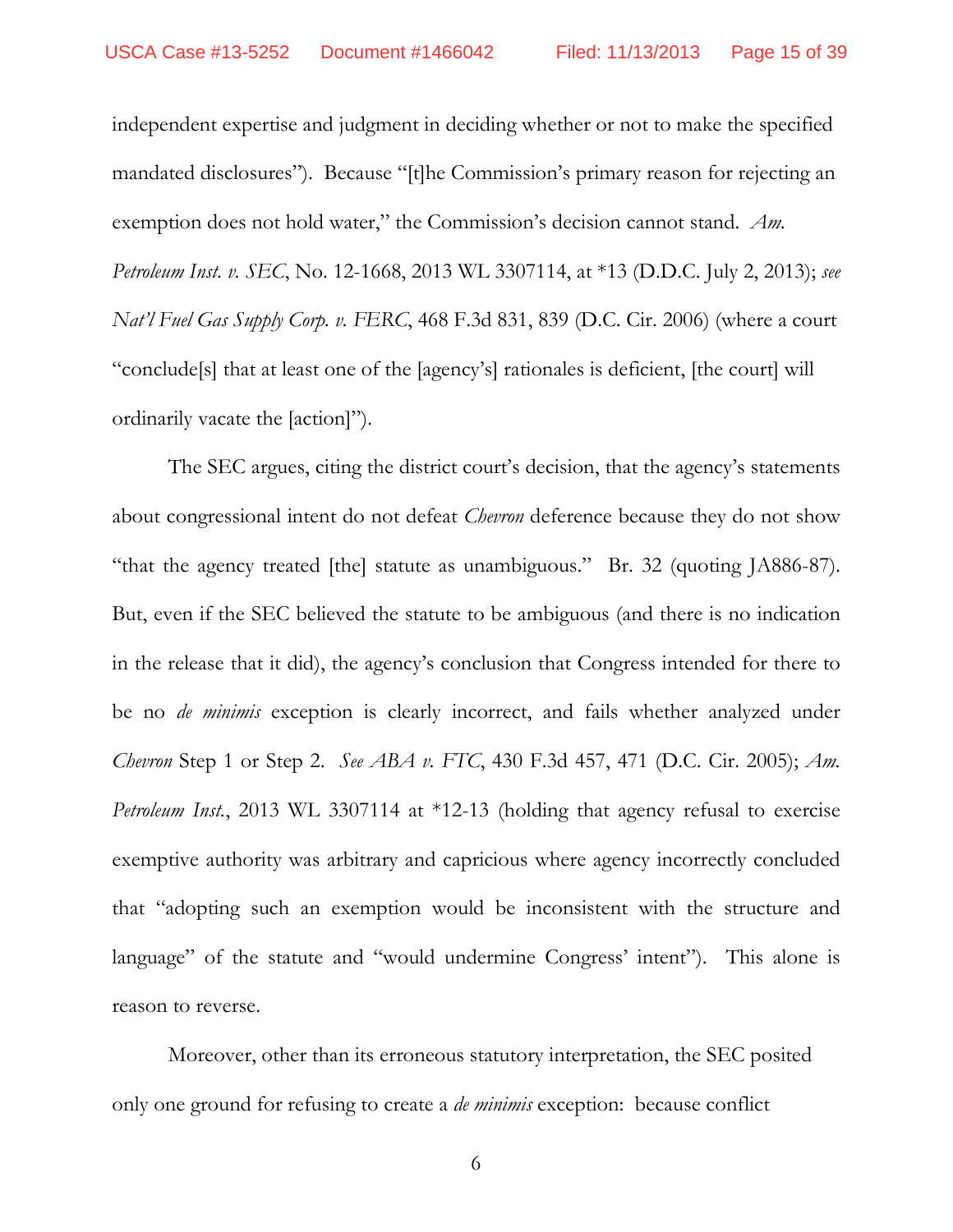independent expertise and judgment in deciding whether or not to make the specified mandated disclosures"). Because "[t]he Commission's primary reason for rejecting an exemption does not hold water," the Commission's decision cannot stand. *Am. Petroleum Inst. v. SEC*, No. 12-1668, 2013 WL 3307114, at *13 (D.D.C. July 2, 2013); *see Nat'l Fuel Gas Supply Corp. v. FERC*, 468 F.3d 831, 839 (D.C. Cir. 2006) (where a court "conclude[s] that at least one of the [agency's] rationales is deficient, [the court] will ordinarily vacate the [action]").

The SEC argues, citing the district court's decision, that the agency's statements about congressional intent do not defeat *Chevron* deference because they do not show "that the agency treated [the] statute as unambiguous." Br. 32 (quoting JA886-87). But, even if the SEC believed the statute to be ambiguous (and there is no indication in the release that it did), the agency's conclusion that Congress intended for there to be no *de minimis* exception is clearly incorrect, and fails whether analyzed under *Chevron* Step 1 or Step 2. *See ABA v. FTC*, 430 F.3d 457, 471 (D.C. Cir. 2005); *Am. Petroleum Inst.*, 2013 WL 3307114 at *12-13 (holding that agency refusal to exercise exemptive authority was arbitrary and capricious where agency incorrectly concluded that "adopting such an exemption would be inconsistent with the structure and language" of the statute and "would undermine Congress' intent"). This alone is reason to reverse.

Moreover, other than its erroneous statutory interpretation, the SEC posited only one ground for refusing to create a *de minimis* exception: because conflict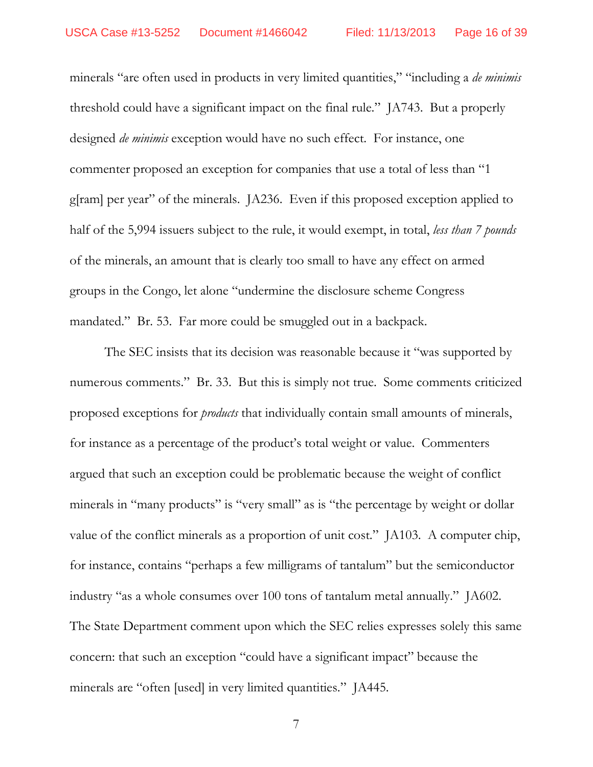minerals "are often used in products in very limited quantities," "including a *de minimis* threshold could have a significant impact on the final rule." JA743. But a properly designed *de minimis* exception would have no such effect. For instance, one commenter proposed an exception for companies that use a total of less than "1 g[ram] per year" of the minerals. JA236. Even if this proposed exception applied to half of the 5,994 issuers subject to the rule, it would exempt, in total, *less than 7 pounds* of the minerals, an amount that is clearly too small to have any effect on armed groups in the Congo, let alone "undermine the disclosure scheme Congress mandated." Br. 53. Far more could be smuggled out in a backpack.

The SEC insists that its decision was reasonable because it "was supported by numerous comments." Br. 33. But this is simply not true. Some comments criticized proposed exceptions for *products* that individually contain small amounts of minerals, for instance as a percentage of the product's total weight or value. Commenters argued that such an exception could be problematic because the weight of conflict minerals in "many products" is "very small" as is "the percentage by weight or dollar value of the conflict minerals as a proportion of unit cost." JA103. A computer chip, for instance, contains "perhaps a few milligrams of tantalum" but the semiconductor industry "as a whole consumes over 100 tons of tantalum metal annually." JA602. The State Department comment upon which the SEC relies expresses solely this same concern: that such an exception "could have a significant impact" because the minerals are "often [used] in very limited quantities." JA445.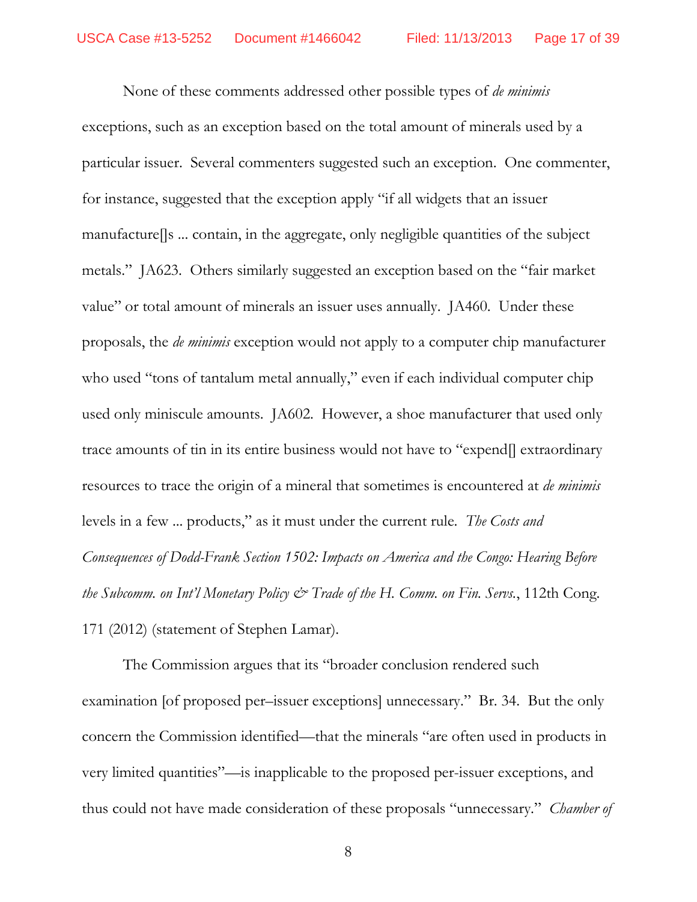None of these comments addressed other possible types of *de minimis* exceptions, such as an exception based on the total amount of minerals used by a particular issuer. Several commenters suggested such an exception. One commenter, for instance, suggested that the exception apply "if all widgets that an issuer manufacture[]s ... contain, in the aggregate, only negligible quantities of the subject metals." JA623. Others similarly suggested an exception based on the "fair market value" or total amount of minerals an issuer uses annually. JA460. Under these proposals, the *de minimis* exception would not apply to a computer chip manufacturer who used "tons of tantalum metal annually," even if each individual computer chip used only miniscule amounts. JA602. However, a shoe manufacturer that used only trace amounts of tin in its entire business would not have to "expend[] extraordinary resources to trace the origin of a mineral that sometimes is encountered at *de minimis* levels in a few ... products," as it must under the current rule. *The Costs and Consequences of Dodd-Frank Section 1502: Impacts on America and the Congo: Hearing Before the Subcomm. on Int'l Monetary Policy & Trade of the H. Comm. on Fin. Servs.*, 112th Cong. 171 (2012) (statement of Stephen Lamar).

The Commission argues that its "broader conclusion rendered such examination [of proposed per–issuer exceptions] unnecessary." Br. 34. But the only concern the Commission identified—that the minerals "are often used in products in very limited quantities"—is inapplicable to the proposed per-issuer exceptions, and thus could not have made consideration of these proposals "unnecessary." *Chamber of*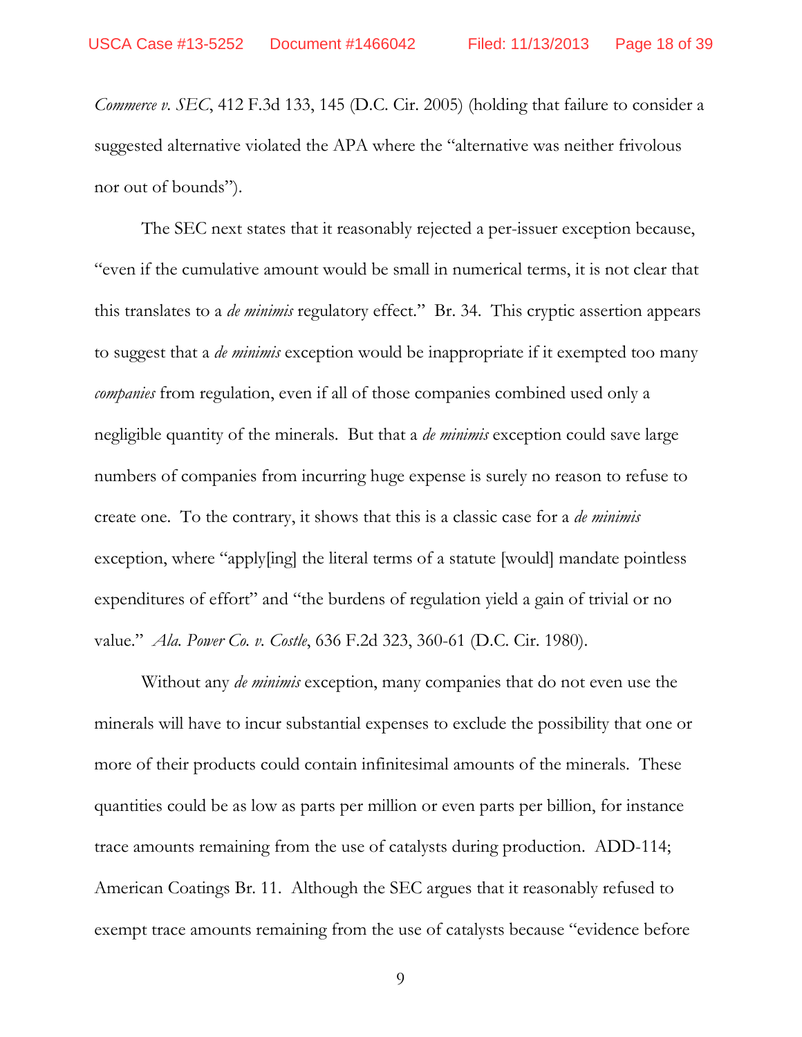*Commerce v. SEC*, 412 F.3d 133, 145 (D.C. Cir. 2005) (holding that failure to consider a suggested alternative violated the APA where the "alternative was neither frivolous nor out of bounds").

The SEC next states that it reasonably rejected a per-issuer exception because, "even if the cumulative amount would be small in numerical terms, it is not clear that this translates to a *de minimis* regulatory effect." Br. 34. This cryptic assertion appears to suggest that a *de minimis* exception would be inappropriate if it exempted too many *companies* from regulation, even if all of those companies combined used only a negligible quantity of the minerals. But that a *de minimis* exception could save large numbers of companies from incurring huge expense is surely no reason to refuse to create one. To the contrary, it shows that this is a classic case for a *de minimis* exception, where "apply[ing] the literal terms of a statute [would] mandate pointless expenditures of effort" and "the burdens of regulation yield a gain of trivial or no value." *Ala. Power Co. v. Costle*, 636 F.2d 323, 360-61 (D.C. Cir. 1980).

Without any *de minimis* exception, many companies that do not even use the minerals will have to incur substantial expenses to exclude the possibility that one or more of their products could contain infinitesimal amounts of the minerals. These quantities could be as low as parts per million or even parts per billion, for instance trace amounts remaining from the use of catalysts during production. ADD-114; American Coatings Br. 11. Although the SEC argues that it reasonably refused to exempt trace amounts remaining from the use of catalysts because "evidence before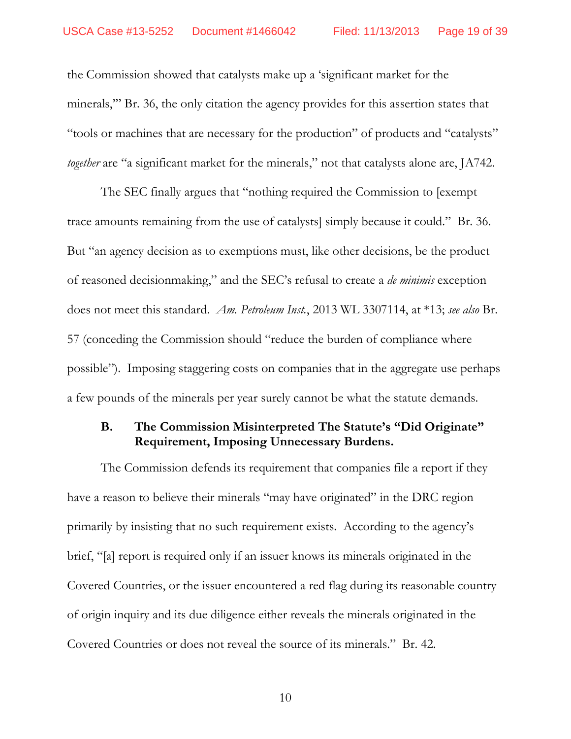the Commission showed that catalysts make up a 'significant market for the minerals,'" Br. 36, the only citation the agency provides for this assertion states that "tools or machines that are necessary for the production" of products and "catalysts" *together* are "a significant market for the minerals," not that catalysts alone are, JA742.

The SEC finally argues that "nothing required the Commission to [exempt trace amounts remaining from the use of catalysts] simply because it could." Br. 36. But "an agency decision as to exemptions must, like other decisions, be the product of reasoned decisionmaking," and the SEC's refusal to create a *de minimis* exception does not meet this standard. *Am. Petroleum Inst.*, 2013 WL 3307114, at *13; *see also* Br. 57 (conceding the Commission should "reduce the burden of compliance where possible"). Imposing staggering costs on companies that in the aggregate use perhaps a few pounds of the minerals per year surely cannot be what the statute demands.

### B. The Commission Misinterpreted The Statute's "Did Originate" Requirement, Imposing Unnecessary Burdens.

The Commission defends its requirement that companies file a report if they have a reason to believe their minerals "may have originated" in the DRC region primarily by insisting that no such requirement exists. According to the agency's brief, "[a] report is required only if an issuer knows its minerals originated in the Covered Countries, or the issuer encountered a red flag during its reasonable country of origin inquiry and its due diligence either reveals the minerals originated in the Covered Countries or does not reveal the source of its minerals." Br. 42.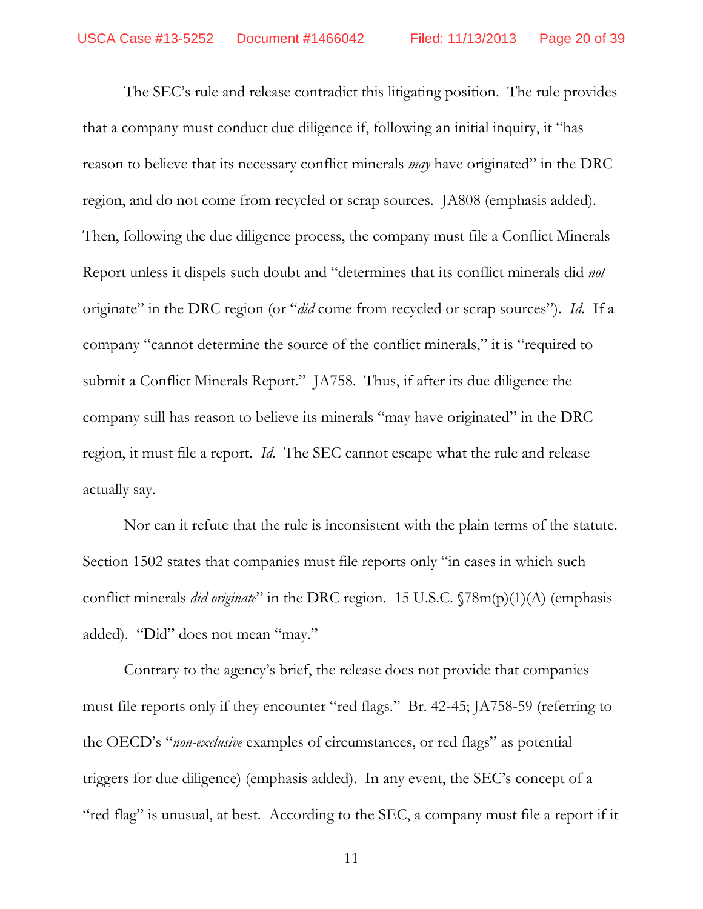The SEC's rule and release contradict this litigating position. The rule provides that a company must conduct due diligence if, following an initial inquiry, it "has reason to believe that its necessary conflict minerals *may* have originated" in the DRC region, and do not come from recycled or scrap sources. JA808 (emphasis added). Then, following the due diligence process, the company must file a Conflict Minerals Report unless it dispels such doubt and "determines that its conflict minerals did *not* originate" in the DRC region (or "*did* come from recycled or scrap sources"). *Id.* If a company "cannot determine the source of the conflict minerals," it is "required to submit a Conflict Minerals Report." JA758. Thus, if after its due diligence the company still has reason to believe its minerals "may have originated" in the DRC region, it must file a report. *Id.* The SEC cannot escape what the rule and release actually say.

Nor can it refute that the rule is inconsistent with the plain terms of the statute. Section 1502 states that companies must file reports only "in cases in which such conflict minerals *did originate*" in the DRC region. 15 U.S.C. §78m(p)(1)(A) (emphasis added). "Did" does not mean "may."

Contrary to the agency's brief, the release does not provide that companies must file reports only if they encounter "red flags." Br. 42-45; JA758-59 (referring to the OECD's "*non-exclusive* examples of circumstances, or red flags" as potential triggers for due diligence) (emphasis added). In any event, the SEC's concept of a "red flag" is unusual, at best. According to the SEC, a company must file a report if it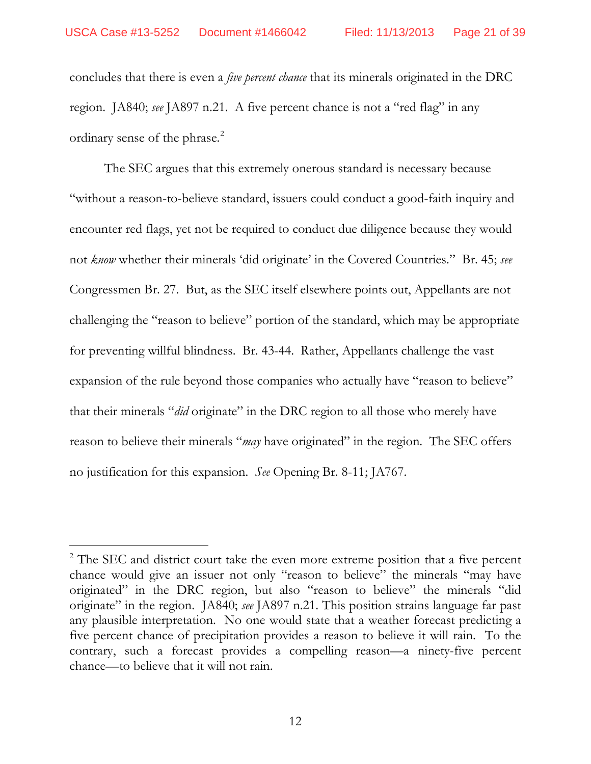concludes that there is even a *five percent chance* that its minerals originated in the DRC region. JA840; *see* JA897 n.21. A five percent chance is not a "red flag" in any ordinary sense of the phrase.[2]

The SEC argues that this extremely onerous standard is necessary because "without a reason-to-believe standard, issuers could conduct a good-faith inquiry and encounter red flags, yet not be required to conduct due diligence because they would not *know* whether their minerals 'did originate' in the Covered Countries." Br. 45; *see* Congressmen Br. 27. But, as the SEC itself elsewhere points out, Appellants are not challenging the "reason to believe" portion of the standard, which may be appropriate for preventing willful blindness. Br. 43-44. Rather, Appellants challenge the vast expansion of the rule beyond those companies who actually have "reason to believe" that their minerals "*did* originate" in the DRC region to all those who merely have reason to believe their minerals "*may* have originated" in the region. The SEC offers no justification for this expansion. *See* Opening Br. 8-11; JA767.

---

[2] The SEC and district court take the even more extreme position that a five percent chance would give an issuer not only "reason to believe" the minerals "may have originated" in the DRC region, but also "reason to believe" the minerals "did originate" in the region. JA840; *see* JA897 n.21. This position strains language far past any plausible interpretation. No one would state that a weather forecast predicting a five percent chance of precipitation provides a reason to believe it will rain. To the contrary, such a forecast provides a compelling reason—a ninety-five percent chance—to believe that it will not rain.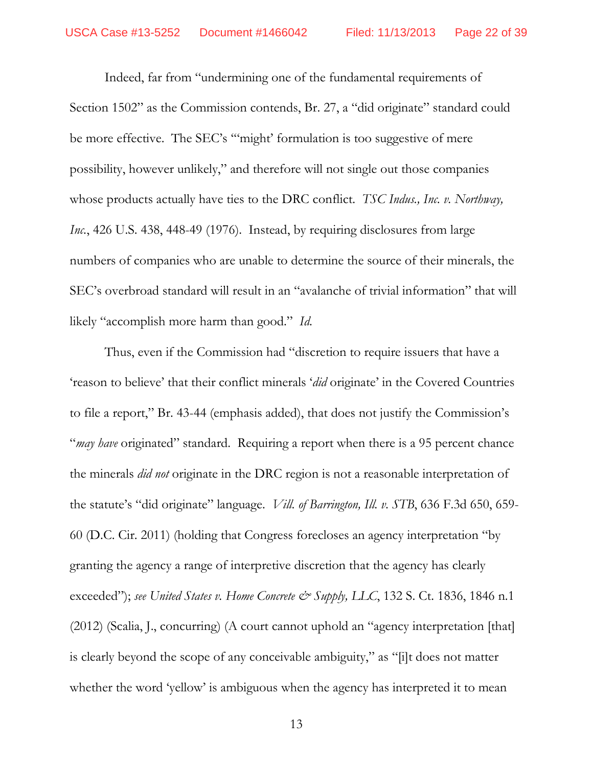Indeed, far from "undermining one of the fundamental requirements of Section 1502" as the Commission contends, Br. 27, a "did originate" standard could be more effective. The SEC's "'might' formulation is too suggestive of mere possibility, however unlikely," and therefore will not single out those companies whose products actually have ties to the DRC conflict. *TSC Indus., Inc. v. Northway, Inc.*, 426 U.S. 438, 448-49 (1976). Instead, by requiring disclosures from large numbers of companies who are unable to determine the source of their minerals, the SEC's overbroad standard will result in an "avalanche of trivial information" that will likely "accomplish more harm than good." *Id.*

Thus, even if the Commission had "discretion to require issuers that have a 'reason to believe' that their conflict minerals '*did* originate' in the Covered Countries to file a report," Br. 43-44 (emphasis added), that does not justify the Commission's "*may have* originated" standard. Requiring a report when there is a 95 percent chance the minerals *did not* originate in the DRC region is not a reasonable interpretation of the statute's "did originate" language. *Vill. of Barrington, Ill. v. STB*, 636 F.3d 650, 659-60 (D.C. Cir. 2011) (holding that Congress forecloses an agency interpretation "by granting the agency a range of interpretive discretion that the agency has clearly exceeded"); *see United States v. Home Concrete & Supply, LLC*, 132 S. Ct. 1836, 1846 n.1 (2012) (Scalia, J., concurring) (A court cannot uphold an "agency interpretation [that] is clearly beyond the scope of any conceivable ambiguity," as "[i]t does not matter whether the word 'yellow' is ambiguous when the agency has interpreted it to mean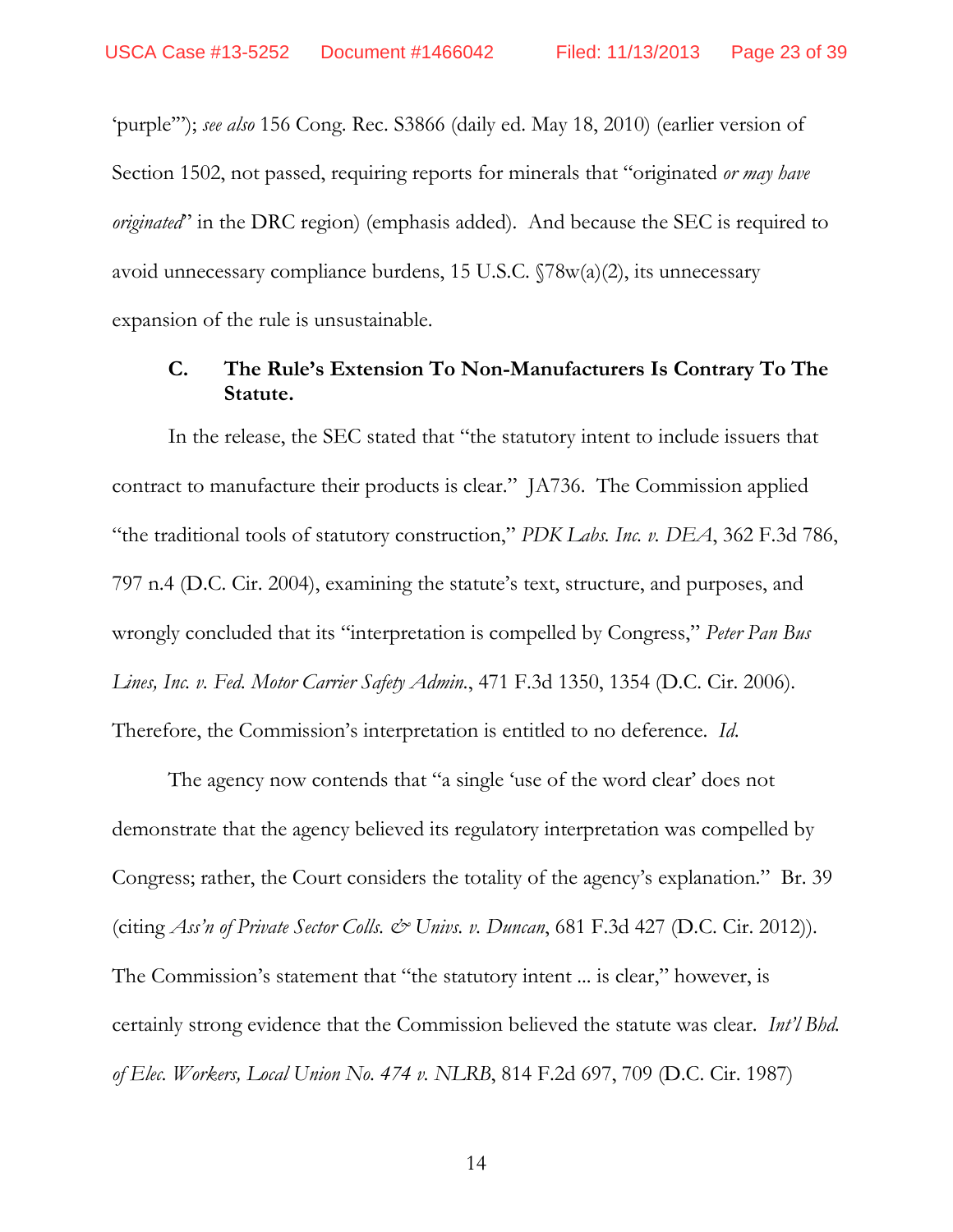'purple'"); *see also* 156 Cong. Rec. S3866 (daily ed. May 18, 2010) (earlier version of Section 1502, not passed, requiring reports for minerals that "originated *or may have originated*" in the DRC region) (emphasis added). And because the SEC is required to avoid unnecessary compliance burdens, 15 U.S.C. §78w(a)(2), its unnecessary expansion of the rule is unsustainable.

### C. The Rule's Extension To Non-Manufacturers Is Contrary To The Statute.

In the release, the SEC stated that "the statutory intent to include issuers that contract to manufacture their products is clear." JA736. The Commission applied "the traditional tools of statutory construction," *PDK Labs. Inc. v. DEA*, 362 F.3d 786, 797 n.4 (D.C. Cir. 2004), examining the statute's text, structure, and purposes, and wrongly concluded that its "interpretation is compelled by Congress," *Peter Pan Bus Lines, Inc. v. Fed. Motor Carrier Safety Admin.*, 471 F.3d 1350, 1354 (D.C. Cir. 2006). Therefore, the Commission's interpretation is entitled to no deference. *Id.*

The agency now contends that "a single 'use of the word clear' does not demonstrate that the agency believed its regulatory interpretation was compelled by Congress; rather, the Court considers the totality of the agency's explanation." Br. 39 (citing *Ass'n of Private Sector Colls. & Univs. v. Duncan*, 681 F.3d 427 (D.C. Cir. 2012)). The Commission's statement that "the statutory intent ... is clear," however, is certainly strong evidence that the Commission believed the statute was clear. *Int'l Bhd. of Elec. Workers, Local Union No. 474 v. NLRB*, 814 F.2d 697, 709 (D.C. Cir. 1987)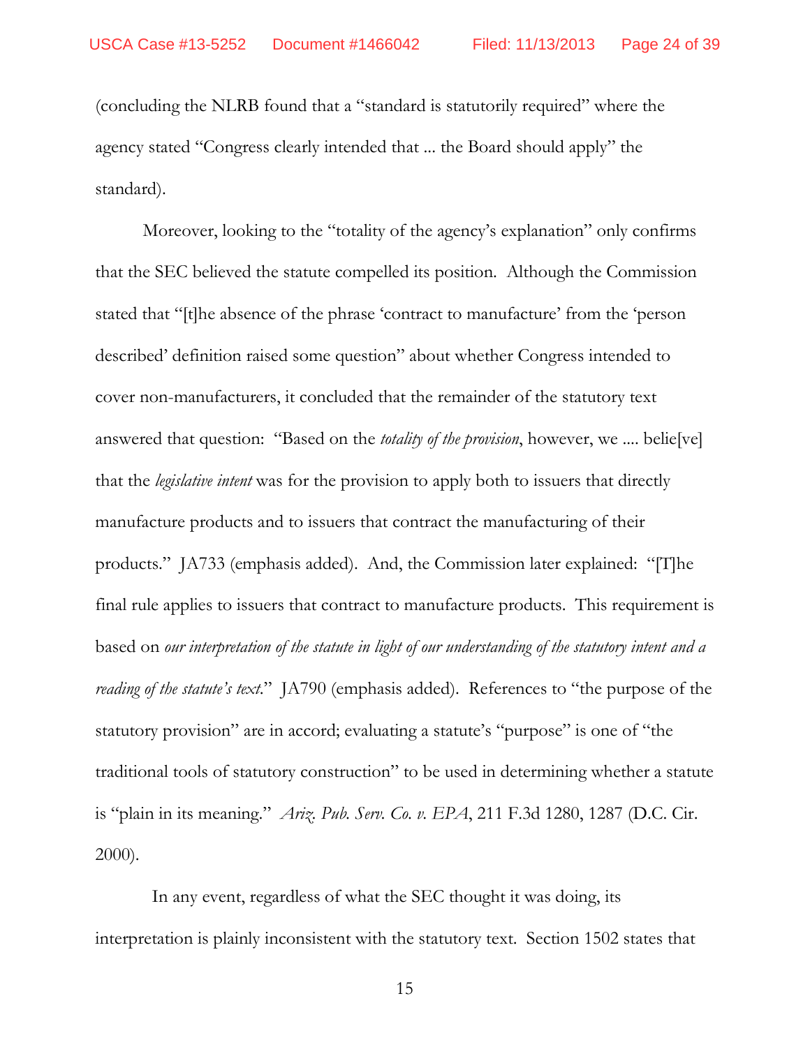(concluding the NLRB found that a "standard is statutorily required" where the agency stated "Congress clearly intended that ... the Board should apply" the standard).

Moreover, looking to the "totality of the agency's explanation" only confirms that the SEC believed the statute compelled its position. Although the Commission stated that "[t]he absence of the phrase 'contract to manufacture' from the 'person described' definition raised some question" about whether Congress intended to cover non-manufacturers, it concluded that the remainder of the statutory text answered that question: "Based on the *totality of the provision*, however, we .... belie[ve] that the *legislative intent* was for the provision to apply both to issuers that directly manufacture products and to issuers that contract the manufacturing of their products." JA733 (emphasis added). And, the Commission later explained: "[T]he final rule applies to issuers that contract to manufacture products. This requirement is based on *our interpretation of the statute in light of our understanding of the statutory intent and a reading of the statute's text*." JA790 (emphasis added). References to "the purpose of the statutory provision" are in accord; evaluating a statute's "purpose" is one of "the traditional tools of statutory construction" to be used in determining whether a statute is "plain in its meaning." *Ariz. Pub. Serv. Co. v. EPA*, 211 F.3d 1280, 1287 (D.C. Cir. 2000).

In any event, regardless of what the SEC thought it was doing, its interpretation is plainly inconsistent with the statutory text. Section 1502 states that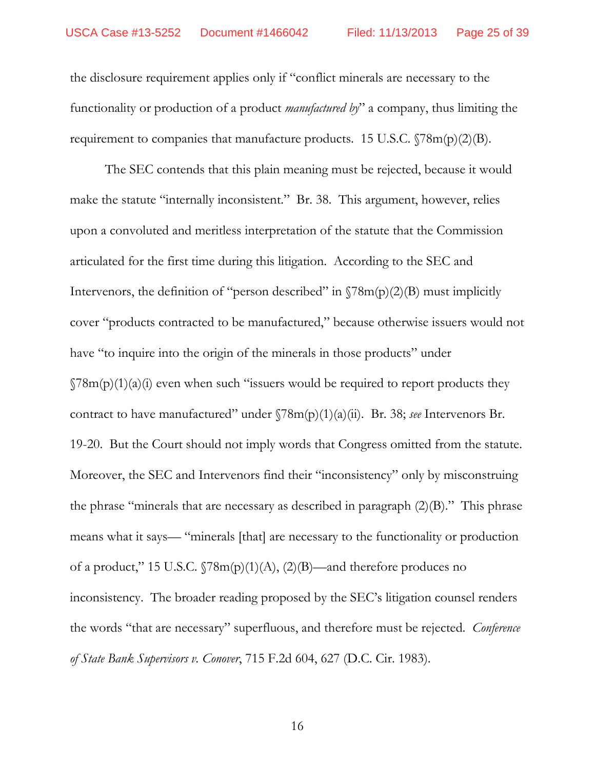the disclosure requirement applies only if "conflict minerals are necessary to the functionality or production of a product *manufactured by*" a company, thus limiting the requirement to companies that manufacture products. 15 U.S.C. §78m(p)(2)(B).

The SEC contends that this plain meaning must be rejected, because it would make the statute "internally inconsistent." Br. 38. This argument, however, relies upon a convoluted and meritless interpretation of the statute that the Commission articulated for the first time during this litigation. According to the SEC and Intervenors, the definition of "person described" in §78m(p)(2)(B) must implicitly cover "products contracted to be manufactured," because otherwise issuers would not have "to inquire into the origin of the minerals in those products" under §78m(p)(1)(a)(i) even when such "issuers would be required to report products they contract to have manufactured" under §78m(p)(1)(a)(ii). Br. 38; *see* Intervenors Br. 19-20. But the Court should not imply words that Congress omitted from the statute. Moreover, the SEC and Intervenors find their "inconsistency" only by misconstruing the phrase "minerals that are necessary as described in paragraph (2)(B)." This phrase means what it says— "minerals [that] are necessary to the functionality or production of a product," 15 U.S.C. §78m(p)(1)(A), (2)(B)—and therefore produces no inconsistency. The broader reading proposed by the SEC's litigation counsel renders the words "that are necessary" superfluous, and therefore must be rejected. *Conference of State Bank Supervisors v. Conover*, 715 F.2d 604, 627 (D.C. Cir. 1983).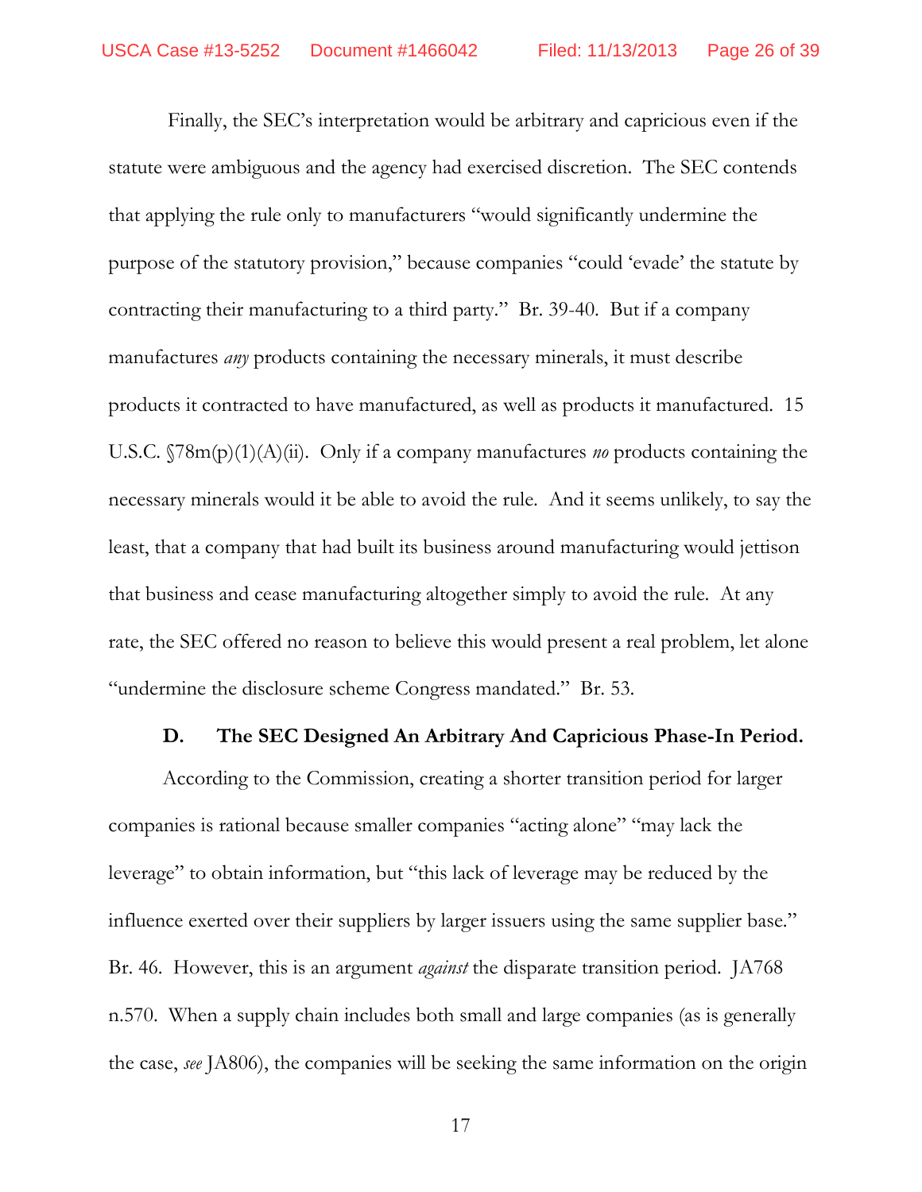Finally, the SEC's interpretation would be arbitrary and capricious even if the statute were ambiguous and the agency had exercised discretion. The SEC contends that applying the rule only to manufacturers "would significantly undermine the purpose of the statutory provision," because companies "could 'evade' the statute by contracting their manufacturing to a third party." Br. 39-40. But if a company manufactures *any* products containing the necessary minerals, it must describe products it contracted to have manufactured, as well as products it manufactured. 15 U.S.C. §78m(p)(1)(A)(ii). Only if a company manufactures *no* products containing the necessary minerals would it be able to avoid the rule. And it seems unlikely, to say the least, that a company that had built its business around manufacturing would jettison that business and cease manufacturing altogether simply to avoid the rule. At any rate, the SEC offered no reason to believe this would present a real problem, let alone "undermine the disclosure scheme Congress mandated." Br. 53.

### D. The SEC Designed An Arbitrary And Capricious Phase-In Period.

According to the Commission, creating a shorter transition period for larger companies is rational because smaller companies "acting alone" "may lack the leverage" to obtain information, but "this lack of leverage may be reduced by the influence exerted over their suppliers by larger issuers using the same supplier base." Br. 46. However, this is an argument *against* the disparate transition period. JA768 n.570. When a supply chain includes both small and large companies (as is generally the case, *see* JA806), the companies will be seeking the same information on the origin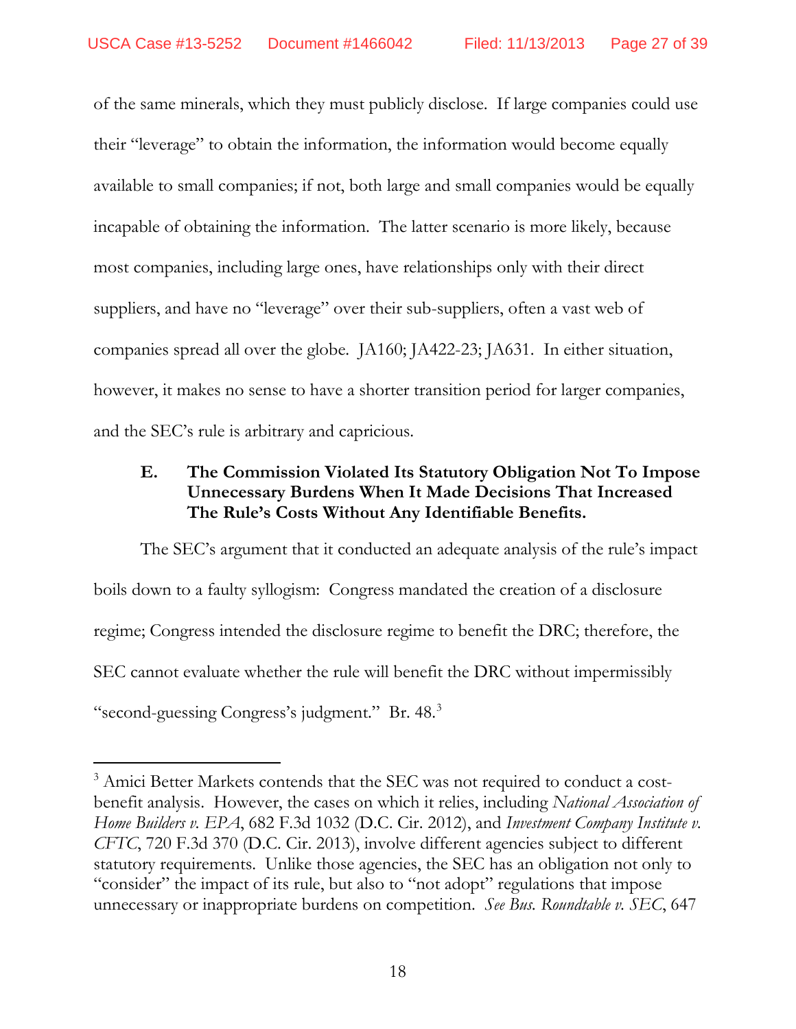of the same minerals, which they must publicly disclose. If large companies could use their "leverage" to obtain the information, the information would become equally available to small companies; if not, both large and small companies would be equally incapable of obtaining the information. The latter scenario is more likely, because most companies, including large ones, have relationships only with their direct suppliers, and have no "leverage" over their sub-suppliers, often a vast web of companies spread all over the globe. JA160; JA422-23; JA631. In either situation, however, it makes no sense to have a shorter transition period for larger companies, and the SEC's rule is arbitrary and capricious.

### E. The Commission Violated Its Statutory Obligation Not To Impose Unnecessary Burdens When It Made Decisions That Increased The Rule's Costs Without Any Identifiable Benefits.

The SEC's argument that it conducted an adequate analysis of the rule's impact boils down to a faulty syllogism: Congress mandated the creation of a disclosure regime; Congress intended the disclosure regime to benefit the DRC; therefore, the SEC cannot evaluate whether the rule will benefit the DRC without impermissibly "second-guessing Congress's judgment." Br. 48.[3]

---

[3] Amici Better Markets contends that the SEC was not required to conduct a cost-benefit analysis. However, the cases on which it relies, including *National Association of Home Builders v. EPA*, 682 F.3d 1032 (D.C. Cir. 2012), and *Investment Company Institute v. CFTC*, 720 F.3d 370 (D.C. Cir. 2013), involve different agencies subject to different statutory requirements. Unlike those agencies, the SEC has an obligation not only to "consider" the impact of its rule, but also to "not adopt" regulations that impose unnecessary or inappropriate burdens on competition. *See Bus. Roundtable v. SEC*, 647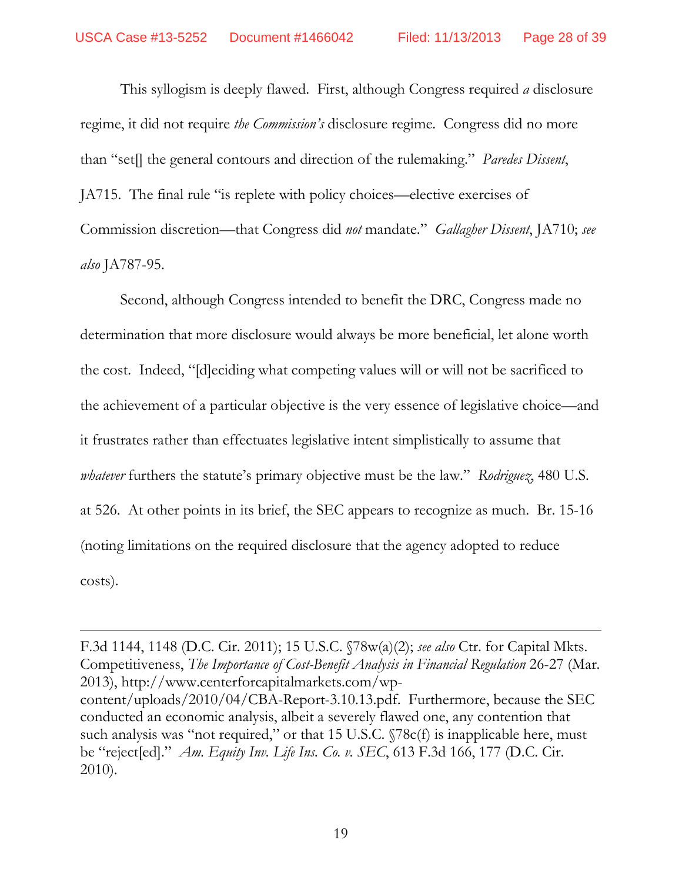This syllogism is deeply flawed. First, although Congress required *a* disclosure regime, it did not require *the Commission's* disclosure regime. Congress did no more than "set[] the general contours and direction of the rulemaking." *Paredes Dissent*, JA715. The final rule "is replete with policy choices—elective exercises of Commission discretion—that Congress did *not* mandate." *Gallagher Dissent*, JA710; *see also* JA787-95.

Second, although Congress intended to benefit the DRC, Congress made no determination that more disclosure would always be more beneficial, let alone worth the cost. Indeed, "[d]eciding what competing values will or will not be sacrificed to the achievement of a particular objective is the very essence of legislative choice—and it frustrates rather than effectuates legislative intent simplistically to assume that *whatever* furthers the statute's primary objective must be the law." *Rodriguez*, 480 U.S. at 526. At other points in its brief, the SEC appears to recognize as much. Br. 15-16 (noting limitations on the required disclosure that the agency adopted to reduce costs).

---

F.3d 1144, 1148 (D.C. Cir. 2011); 15 U.S.C. §78w(a)(2); *see also* Ctr. for Capital Mkts. Competitiveness, *The Importance of Cost-Benefit Analysis in Financial Regulation* 26-27 (Mar. 2013), http://www.centerforcapitalmarkets.com/wp-content/uploads/2010/04/CBA-Report-3.10.13.pdf. Furthermore, because the SEC conducted an economic analysis, albeit a severely flawed one, any contention that such analysis was "not required," or that 15 U.S.C. §78c(f) is inapplicable here, must be "reject[ed]." *Am. Equity Inv. Life Ins. Co. v. SEC*, 613 F.3d 166, 177 (D.C. Cir. 2010).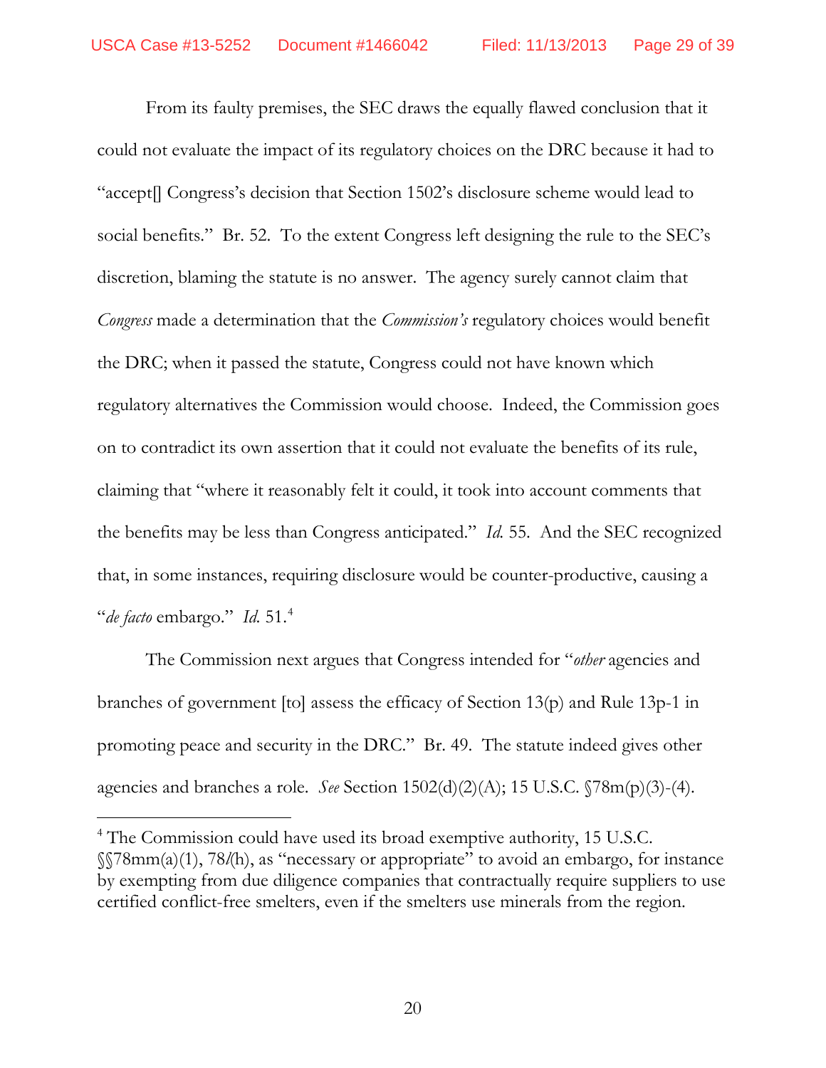From its faulty premises, the SEC draws the equally flawed conclusion that it could not evaluate the impact of its regulatory choices on the DRC because it had to "accept[] Congress's decision that Section 1502's disclosure scheme would lead to social benefits." Br. 52. To the extent Congress left designing the rule to the SEC's discretion, blaming the statute is no answer. The agency surely cannot claim that *Congress* made a determination that the *Commission's* regulatory choices would benefit the DRC; when it passed the statute, Congress could not have known which regulatory alternatives the Commission would choose. Indeed, the Commission goes on to contradict its own assertion that it could not evaluate the benefits of its rule, claiming that "where it reasonably felt it could, it took into account comments that the benefits may be less than Congress anticipated." *Id.* 55. And the SEC recognized that, in some instances, requiring disclosure would be counter-productive, causing a "*de facto* embargo." *Id.* 51.[4]

The Commission next argues that Congress intended for "*other* agencies and branches of government [to] assess the efficacy of Section 13(p) and Rule 13p-1 in promoting peace and security in the DRC." Br. 49. The statute indeed gives other agencies and branches a role. *See* Section 1502(d)(2)(A); 15 U.S.C. §78m(p)(3)-(4).

---

[4] The Commission could have used its broad exemptive authority, 15 U.S.C. §§78mm(a)(1), 78*l*(h), as "necessary or appropriate" to avoid an embargo, for instance by exempting from due diligence companies that contractually require suppliers to use certified conflict-free smelters, even if the smelters use minerals from the region.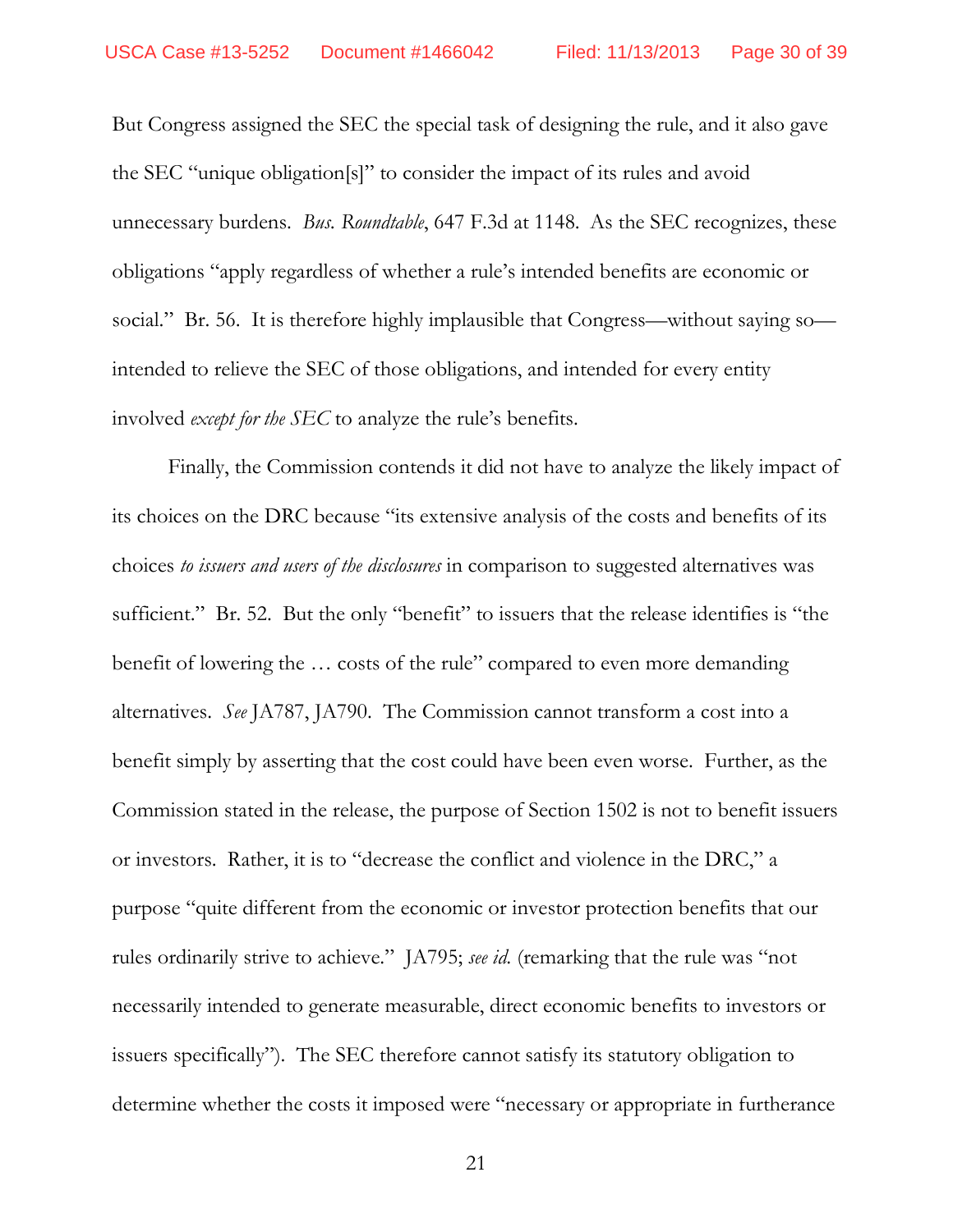But Congress assigned the SEC the special task of designing the rule, and it also gave the SEC "unique obligation[s]" to consider the impact of its rules and avoid unnecessary burdens. *Bus. Roundtable*, 647 F.3d at 1148. As the SEC recognizes, these obligations "apply regardless of whether a rule's intended benefits are economic or social." Br. 56. It is therefore highly implausible that Congress—without saying so—intended to relieve the SEC of those obligations, and intended for every entity involved *except for the SEC* to analyze the rule's benefits.

Finally, the Commission contends it did not have to analyze the likely impact of its choices on the DRC because "its extensive analysis of the costs and benefits of its choices *to issuers and users of the disclosures* in comparison to suggested alternatives was sufficient." Br. 52. But the only "benefit" to issuers that the release identifies is "the benefit of lowering the … costs of the rule" compared to even more demanding alternatives. *See* JA787, JA790. The Commission cannot transform a cost into a benefit simply by asserting that the cost could have been even worse. Further, as the Commission stated in the release, the purpose of Section 1502 is not to benefit issuers or investors. Rather, it is to "decrease the conflict and violence in the DRC," a purpose "quite different from the economic or investor protection benefits that our rules ordinarily strive to achieve." JA795; *see id.* (remarking that the rule was "not necessarily intended to generate measurable, direct economic benefits to investors or issuers specifically"). The SEC therefore cannot satisfy its statutory obligation to determine whether the costs it imposed were "necessary or appropriate in furtherance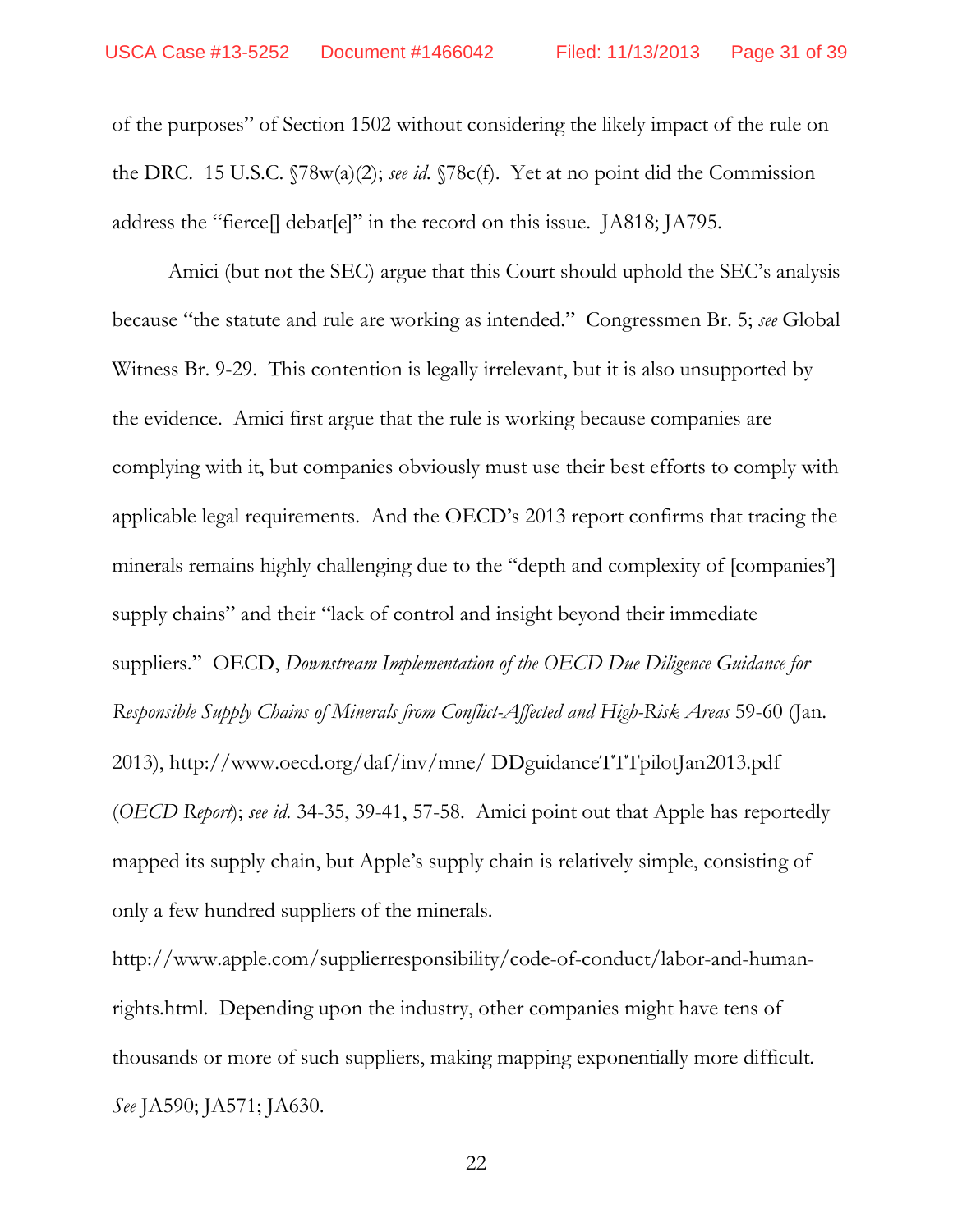of the purposes" of Section 1502 without considering the likely impact of the rule on the DRC. 15 U.S.C. §78w(a)(2); *see id.* §78c(f). Yet at no point did the Commission address the "fierce[] debat[e]" in the record on this issue. JA818; JA795.

Amici (but not the SEC) argue that this Court should uphold the SEC's analysis because "the statute and rule are working as intended." Congressmen Br. 5; *see* Global Witness Br. 9-29. This contention is legally irrelevant, but it is also unsupported by the evidence. Amici first argue that the rule is working because companies are complying with it, but companies obviously must use their best efforts to comply with applicable legal requirements. And the OECD's 2013 report confirms that tracing the minerals remains highly challenging due to the "depth and complexity of [companies'] supply chains" and their "lack of control and insight beyond their immediate suppliers." OECD, *Downstream Implementation of the OECD Due Diligence Guidance for Responsible Supply Chains of Minerals from Conflict-Affected and High-Risk Areas* 59-60 (Jan. 2013), http://www.oecd.org/daf/inv/mne/ DDguidanceTTTpilotJan2013.pdf (*OECD Report*); *see id.* 34-35, 39-41, 57-58. Amici point out that Apple has reportedly mapped its supply chain, but Apple's supply chain is relatively simple, consisting of only a few hundred suppliers of the minerals. http://www.apple.com/supplierresponsibility/code-of-conduct/labor-and-human-rights.html. Depending upon the industry, other companies might have tens of thousands or more of such suppliers, making mapping exponentially more difficult. *See* JA590; JA571; JA630.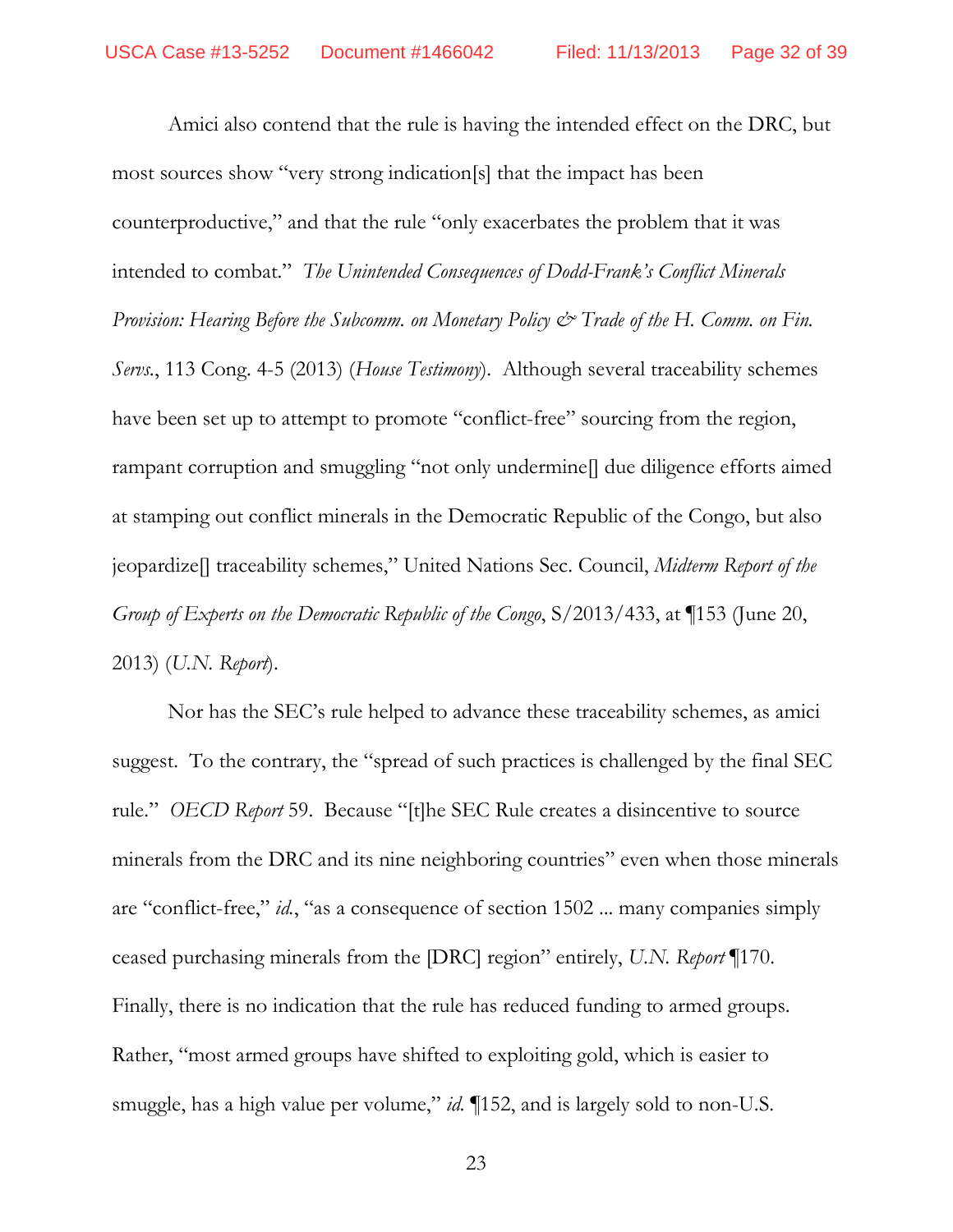Amici also contend that the rule is having the intended effect on the DRC, but most sources show "very strong indication[s] that the impact has been counterproductive," and that the rule "only exacerbates the problem that it was intended to combat." *The Unintended Consequences of Dodd-Frank's Conflict Minerals Provision: Hearing Before the Subcomm. on Monetary Policy & Trade of the H. Comm. on Fin. Servs.*, 113 Cong. 4-5 (2013) (*House Testimony*). Although several traceability schemes have been set up to attempt to promote "conflict-free" sourcing from the region, rampant corruption and smuggling "not only undermine[] due diligence efforts aimed at stamping out conflict minerals in the Democratic Republic of the Congo, but also jeopardize[] traceability schemes," United Nations Sec. Council, *Midterm Report of the Group of Experts on the Democratic Republic of the Congo*, S/2013/433, at ¶153 (June 20, 2013) (*U.N. Report*).

Nor has the SEC's rule helped to advance these traceability schemes, as amici suggest. To the contrary, the "spread of such practices is challenged by the final SEC rule." *OECD Report* 59. Because "[t]he SEC Rule creates a disincentive to source minerals from the DRC and its nine neighboring countries" even when those minerals are "conflict-free," *id.*, "as a consequence of section 1502 ... many companies simply ceased purchasing minerals from the [DRC] region" entirely, *U.N. Report* ¶170. Finally, there is no indication that the rule has reduced funding to armed groups. Rather, "most armed groups have shifted to exploiting gold, which is easier to smuggle, has a high value per volume," *id.* ¶152, and is largely sold to non-U.S.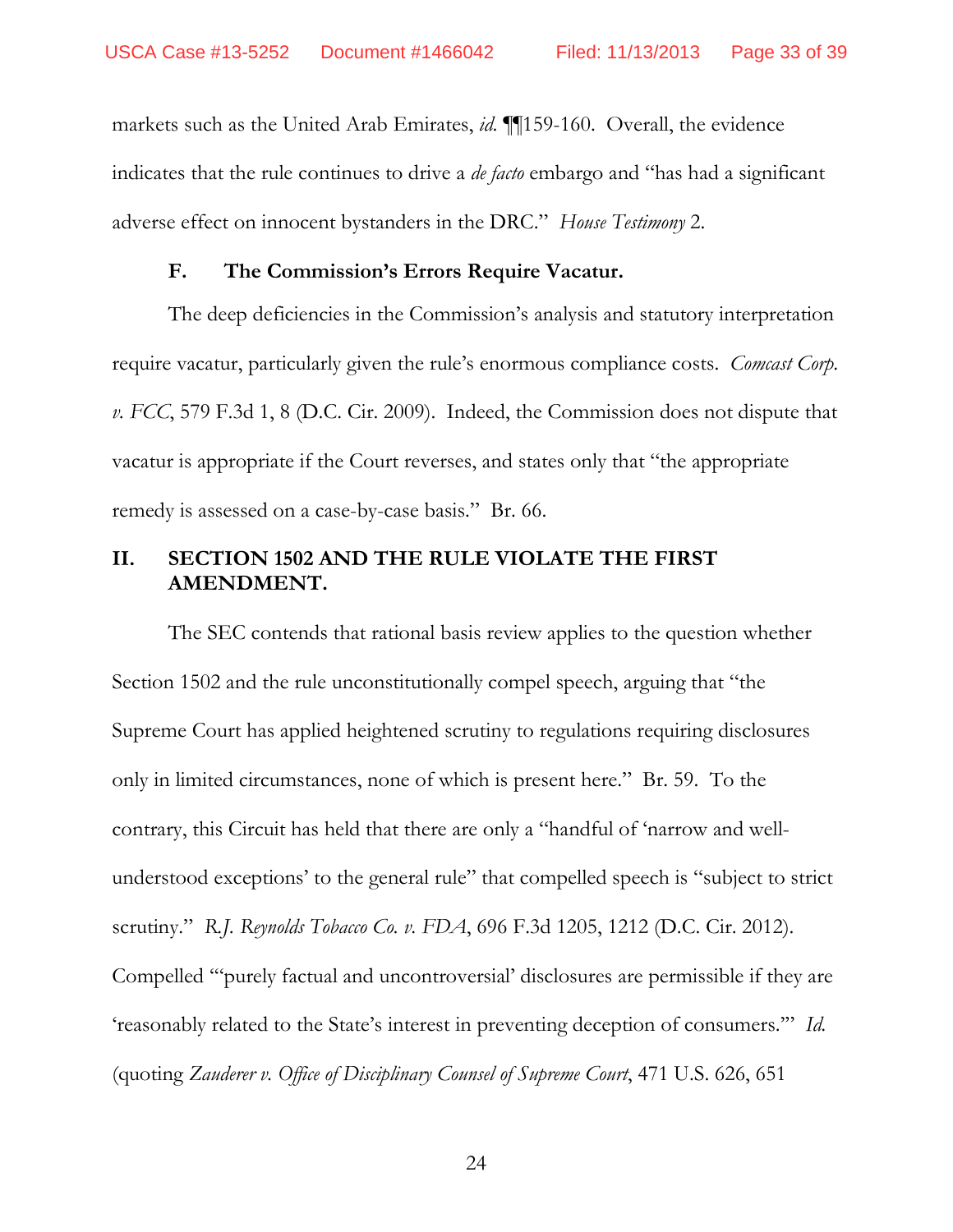markets such as the United Arab Emirates, *id.* ¶¶159-160. Overall, the evidence indicates that the rule continues to drive a *de facto* embargo and "has had a significant adverse effect on innocent bystanders in the DRC." *House Testimony* 2.

### F. The Commission's Errors Require Vacatur.

The deep deficiencies in the Commission's analysis and statutory interpretation require vacatur, particularly given the rule's enormous compliance costs. *Comcast Corp. v. FCC*, 579 F.3d 1, 8 (D.C. Cir. 2009). Indeed, the Commission does not dispute that vacatur is appropriate if the Court reverses, and states only that "the appropriate remedy is assessed on a case-by-case basis." Br. 66.

## II. SECTION 1502 AND THE RULE VIOLATE THE FIRST AMENDMENT.

The SEC contends that rational basis review applies to the question whether Section 1502 and the rule unconstitutionally compel speech, arguing that "the Supreme Court has applied heightened scrutiny to regulations requiring disclosures only in limited circumstances, none of which is present here." Br. 59. To the contrary, this Circuit has held that there are only a "handful of 'narrow and well-understood exceptions' to the general rule" that compelled speech is "subject to strict scrutiny." *R.J. Reynolds Tobacco Co. v. FDA*, 696 F.3d 1205, 1212 (D.C. Cir. 2012). Compelled "'purely factual and uncontroversial' disclosures are permissible if they are 'reasonably related to the State's interest in preventing deception of consumers.'" *Id.* (quoting *Zauderer v. Office of Disciplinary Counsel of Supreme Court*, 471 U.S. 626, 651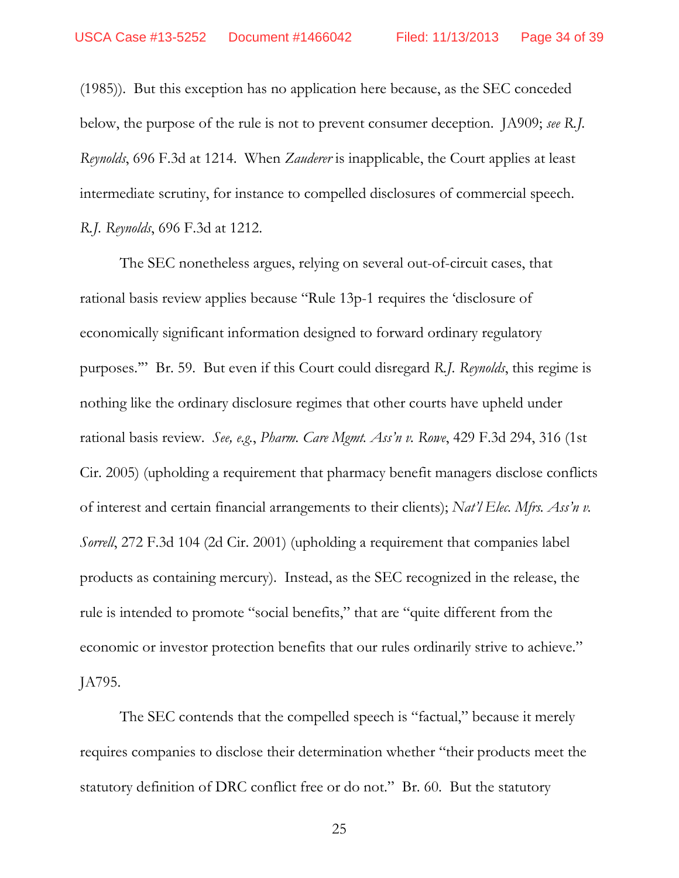(1985)). But this exception has no application here because, as the SEC conceded below, the purpose of the rule is not to prevent consumer deception. JA909; *see R.J. Reynolds*, 696 F.3d at 1214. When *Zauderer* is inapplicable, the Court applies at least intermediate scrutiny, for instance to compelled disclosures of commercial speech. *R.J. Reynolds*, 696 F.3d at 1212.

The SEC nonetheless argues, relying on several out-of-circuit cases, that rational basis review applies because "Rule 13p-1 requires the 'disclosure of economically significant information designed to forward ordinary regulatory purposes.'" Br. 59. But even if this Court could disregard *R.J. Reynolds*, this regime is nothing like the ordinary disclosure regimes that other courts have upheld under rational basis review. *See, e.g.*, *Pharm. Care Mgmt. Ass'n v. Rowe*, 429 F.3d 294, 316 (1st Cir. 2005) (upholding a requirement that pharmacy benefit managers disclose conflicts of interest and certain financial arrangements to their clients); *Nat'l Elec. Mfrs. Ass'n v. Sorrell*, 272 F.3d 104 (2d Cir. 2001) (upholding a requirement that companies label products as containing mercury). Instead, as the SEC recognized in the release, the rule is intended to promote "social benefits," that are "quite different from the economic or investor protection benefits that our rules ordinarily strive to achieve." JA795.

The SEC contends that the compelled speech is "factual," because it merely requires companies to disclose their determination whether "their products meet the statutory definition of DRC conflict free or do not." Br. 60. But the statutory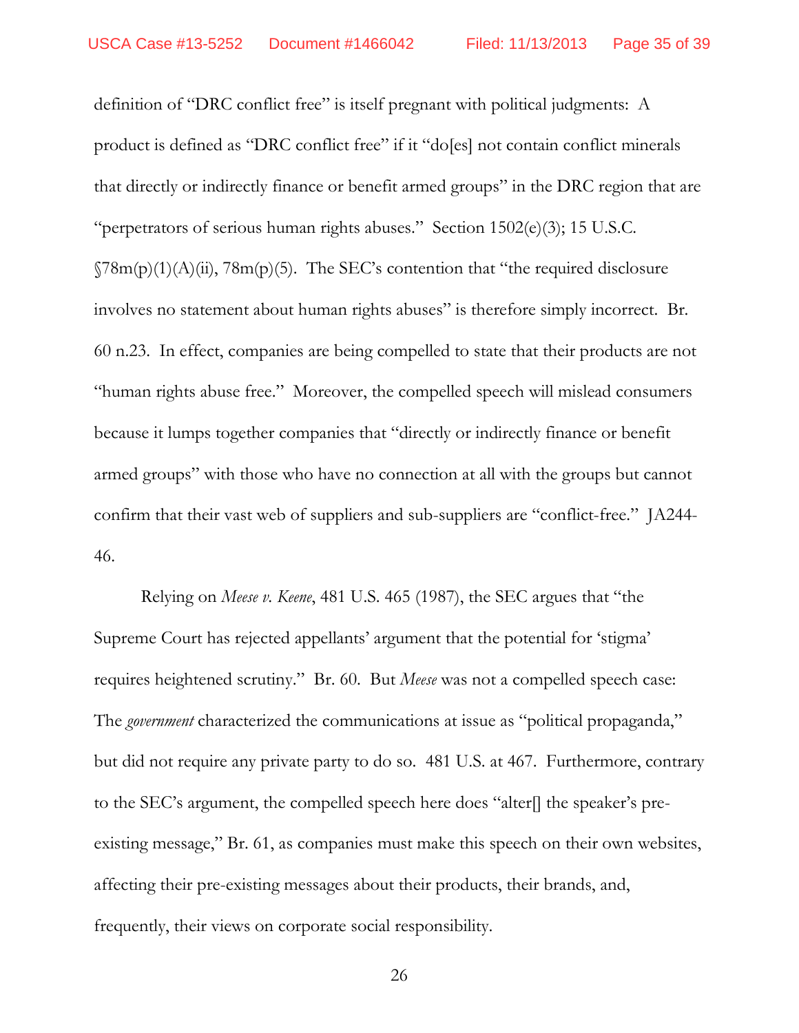definition of "DRC conflict free" is itself pregnant with political judgments: A product is defined as "DRC conflict free" if it "do[es] not contain conflict minerals that directly or indirectly finance or benefit armed groups" in the DRC region that are "perpetrators of serious human rights abuses." Section 1502(e)(3); 15 U.S.C. §78m(p)(1)(A)(ii), 78m(p)(5). The SEC's contention that "the required disclosure involves no statement about human rights abuses" is therefore simply incorrect. Br. 60 n.23. In effect, companies are being compelled to state that their products are not "human rights abuse free." Moreover, the compelled speech will mislead consumers because it lumps together companies that "directly or indirectly finance or benefit armed groups" with those who have no connection at all with the groups but cannot confirm that their vast web of suppliers and sub-suppliers are "conflict-free." JA244-46.

Relying on *Meese v. Keene*, 481 U.S. 465 (1987), the SEC argues that "the Supreme Court has rejected appellants' argument that the potential for 'stigma' requires heightened scrutiny." Br. 60. But *Meese* was not a compelled speech case: The *government* characterized the communications at issue as "political propaganda," but did not require any private party to do so. 481 U.S. at 467. Furthermore, contrary to the SEC's argument, the compelled speech here does "alter[] the speaker's pre-existing message," Br. 61, as companies must make this speech on their own websites, affecting their pre-existing messages about their products, their brands, and, frequently, their views on corporate social responsibility.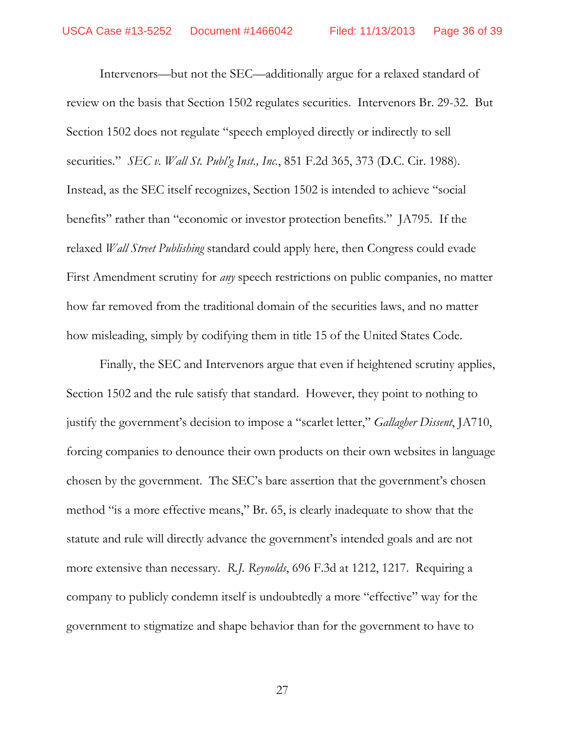Intervenors—but not the SEC—additionally argue for a relaxed standard of review on the basis that Section 1502 regulates securities. Intervenors Br. 29-32. But Section 1502 does not regulate "speech employed directly or indirectly to sell securities." *SEC v. Wall St. Publ'g Inst., Inc.*, 851 F.2d 365, 373 (D.C. Cir. 1988). Instead, as the SEC itself recognizes, Section 1502 is intended to achieve "social benefits" rather than "economic or investor protection benefits." JA795. If the relaxed *Wall Street Publishing* standard could apply here, then Congress could evade First Amendment scrutiny for *any* speech restrictions on public companies, no matter how far removed from the traditional domain of the securities laws, and no matter how misleading, simply by codifying them in title 15 of the United States Code.

Finally, the SEC and Intervenors argue that even if heightened scrutiny applies, Section 1502 and the rule satisfy that standard. However, they point to nothing to justify the government's decision to impose a "scarlet letter," *Gallagher Dissent*, JA710, forcing companies to denounce their own products on their own websites in language chosen by the government. The SEC's bare assertion that the government's chosen method "is a more effective means," Br. 65, is clearly inadequate to show that the statute and rule will directly advance the government's intended goals and are not more extensive than necessary. *R.J. Reynolds*, 696 F.3d at 1212, 1217. Requiring a company to publicly condemn itself is undoubtedly a more "effective" way for the government to stigmatize and shape behavior than for the government to have to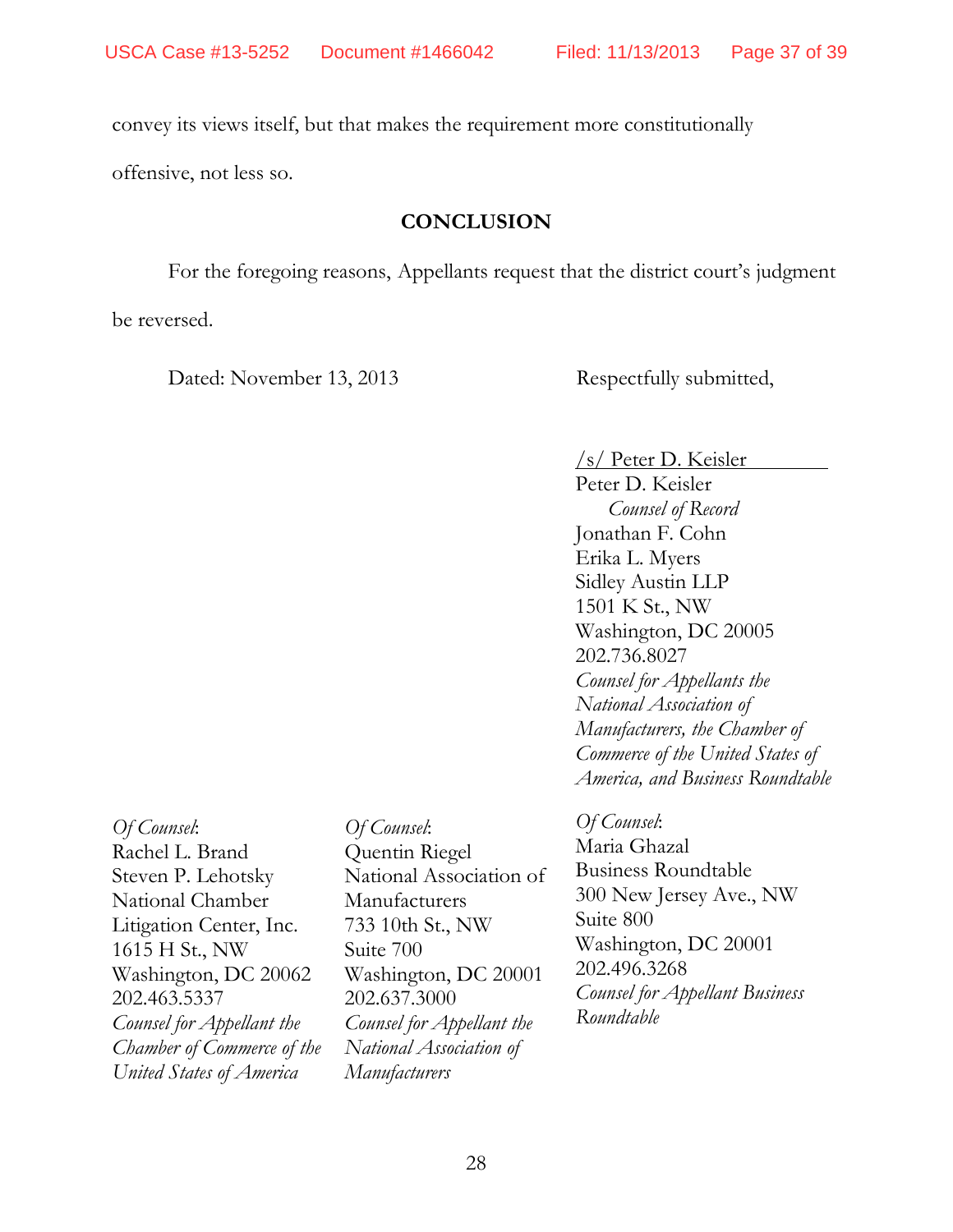convey its views itself, but that makes the requirement more constitutionally offensive, not less so.

## CONCLUSION

For the foregoing reasons, Appellants request that the district court's judgment be reversed.

Dated: November 13, 2013

Respectfully submitted,

/s/ Peter D. Keisler
Peter D. Keisler
*Counsel of Record*
Jonathan F. Cohn
Erika L. Myers
Sidley Austin LLP
1501 K St., NW
Washington, DC 20005
202.736.8027
*Counsel for Appellants the National Association of Manufacturers, the Chamber of Commerce of the United States of America, and Business Roundtable*

*Of Counsel*:
Rachel L. Brand
Steven P. Lehotsky
National Chamber Litigation Center, Inc.
1615 H St., NW
Washington, DC 20062
202.463.5337
*Counsel for Appellant the Chamber of Commerce of the United States of America*

*Of Counsel*:
Quentin Riegel
National Association of Manufacturers
733 10th St., NW
Suite 700
Washington, DC 20001
202.637.3000
*Counsel for Appellant the National Association of Manufacturers*

*Of Counsel*:
Maria Ghazal
Business Roundtable
300 New Jersey Ave., NW
Suite 800
Washington, DC 20001
202.496.3268
*Counsel for Appellant Business Roundtable*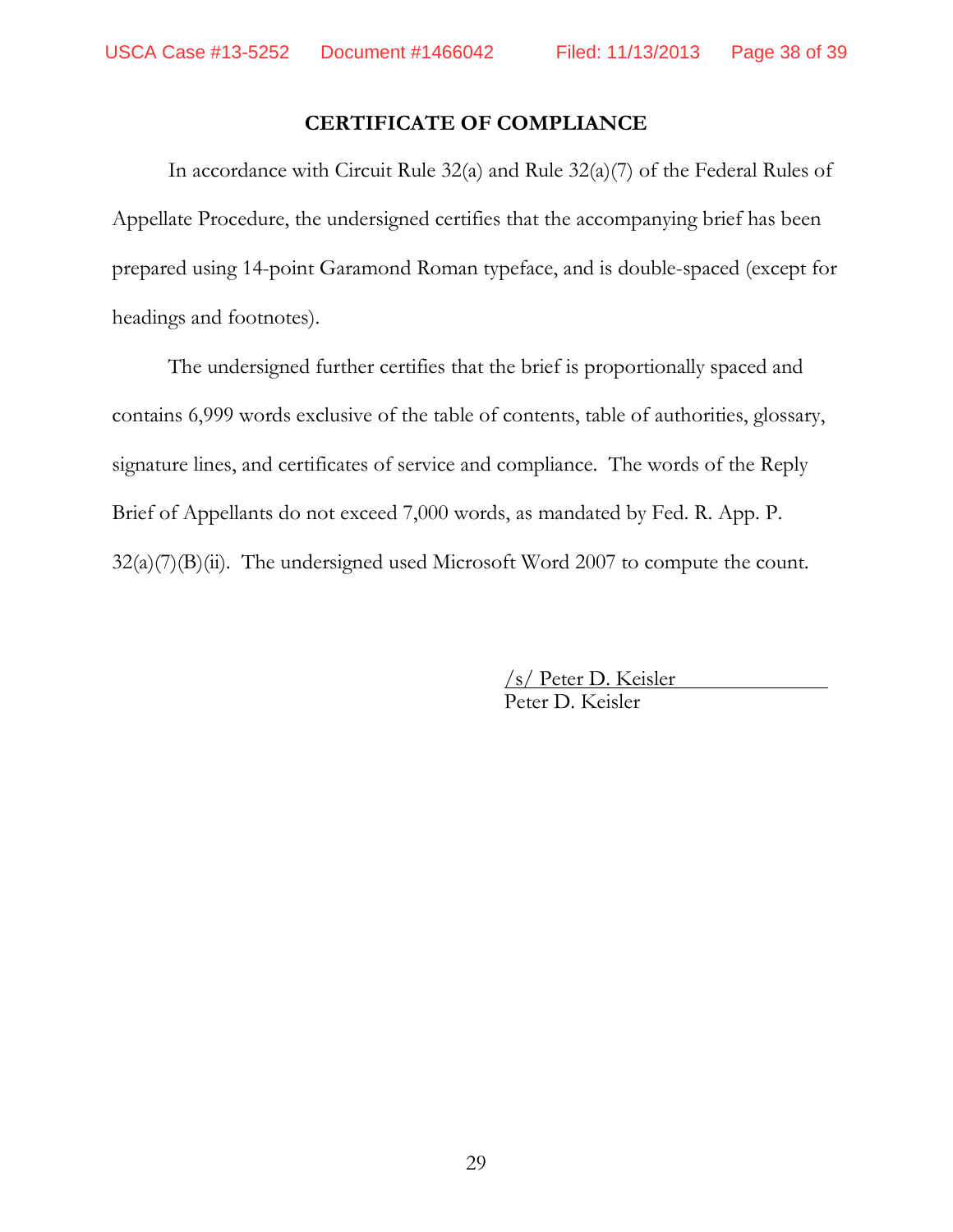## CERTIFICATE OF COMPLIANCE

In accordance with Circuit Rule 32(a) and Rule 32(a)(7) of the Federal Rules of Appellate Procedure, the undersigned certifies that the accompanying brief has been prepared using 14-point Garamond Roman typeface, and is double-spaced (except for headings and footnotes).

The undersigned further certifies that the brief is proportionally spaced and contains 6,999 words exclusive of the table of contents, table of authorities, glossary, signature lines, and certificates of service and compliance. The words of the Reply Brief of Appellants do not exceed 7,000 words, as mandated by Fed. R. App. P. 32(a)(7)(B)(ii). The undersigned used Microsoft Word 2007 to compute the count.

/s/ Peter D. Keisler
Peter D. Keisler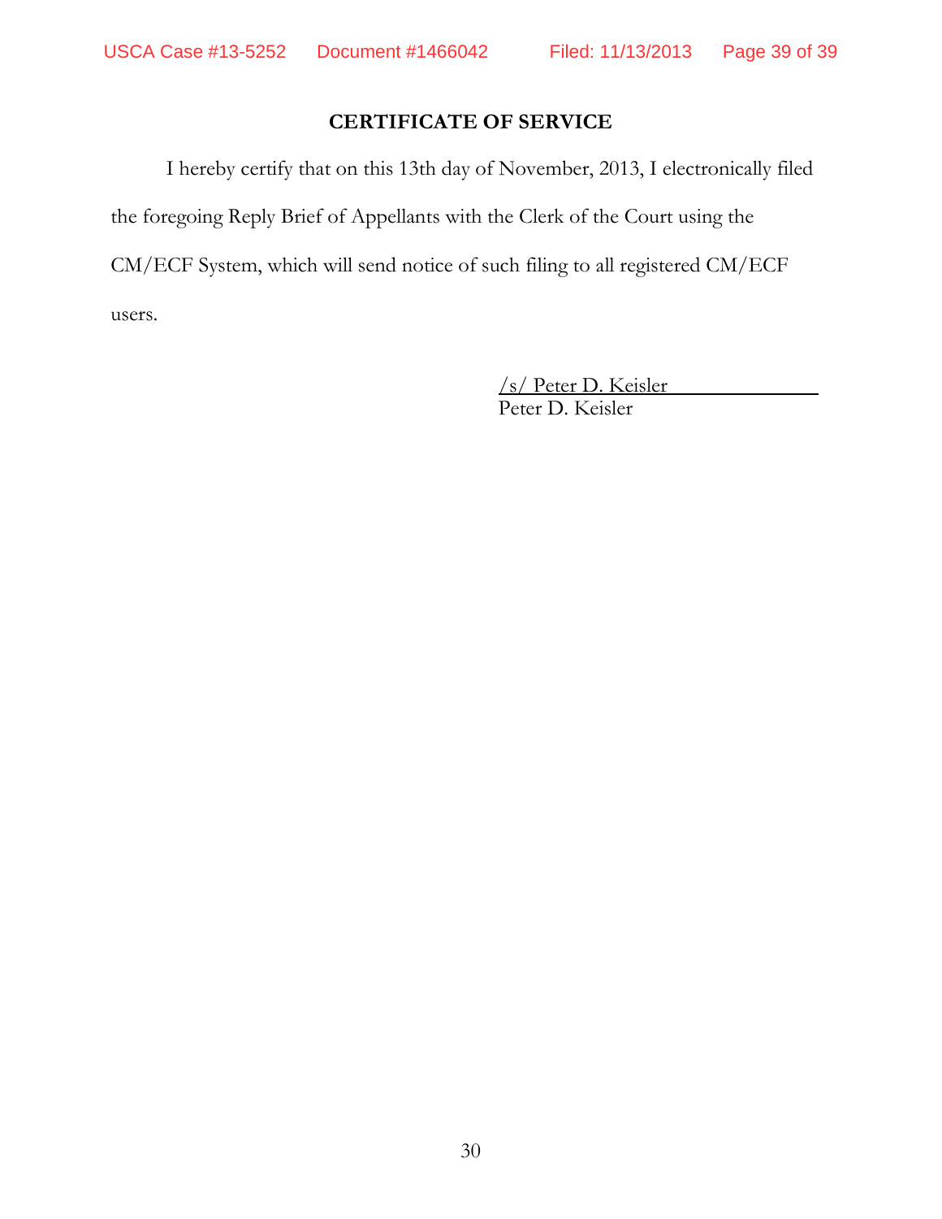## CERTIFICATE OF SERVICE

I hereby certify that on this 13th day of November, 2013, I electronically filed the foregoing Reply Brief of Appellants with the Clerk of the Court using the CM/ECF System, which will send notice of such filing to all registered CM/ECF users.

/s/ Peter D. Keisler
Peter D. Keisler